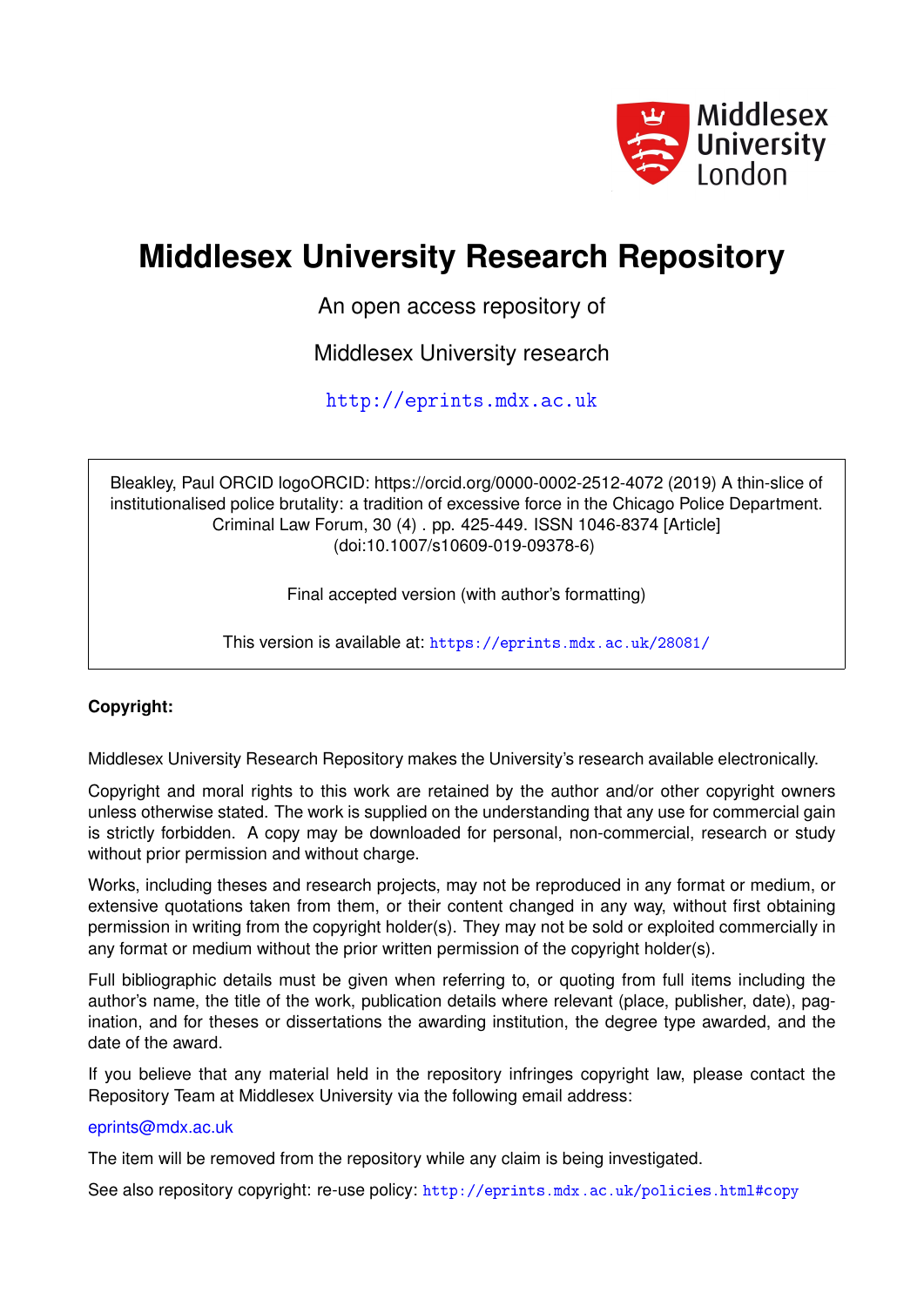Middlesex University London

# Middlesex University Research Repository

An open access repository of

Middlesex University research

http://eprints.mdx.ac.uk

Bleakley, Paul ORCID logoORCID: https://orcid.org/0000-0002-2512-4072 (2019) A thin-slice of institutionalised police brutality: a tradition of excessive force in the Chicago Police Department. Criminal Law Forum, 30 (4) . pp. 425-449. ISSN 1046-8374 [Article] (doi:10.1007/s10609-019-09378-6)

Final accepted version (with author's formatting)

This version is available at: https://eprints.mdx.ac.uk/28081/

**Copyright:**

Middlesex University Research Repository makes the University's research available electronically.

Copyright and moral rights to this work are retained by the author and/or other copyright owners unless otherwise stated. The work is supplied on the understanding that any use for commercial gain is strictly forbidden. A copy may be downloaded for personal, non-commercial, research or study without prior permission and without charge.

Works, including theses and research projects, may not be reproduced in any format or medium, or extensive quotations taken from them, or their content changed in any way, without first obtaining permission in writing from the copyright holder(s). They may not be sold or exploited commercially in any format or medium without the prior written permission of the copyright holder(s).

Full bibliographic details must be given when referring to, or quoting from full items including the author's name, the title of the work, publication details where relevant (place, publisher, date), pagination, and for theses or dissertations the awarding institution, the degree type awarded, and the date of the award.

If you believe that any material held in the repository infringes copyright law, please contact the Repository Team at Middlesex University via the following email address:

eprints@mdx.ac.uk

The item will be removed from the repository while any claim is being investigated.

See also repository copyright: re-use policy: http://eprints.mdx.ac.uk/policies.html#copy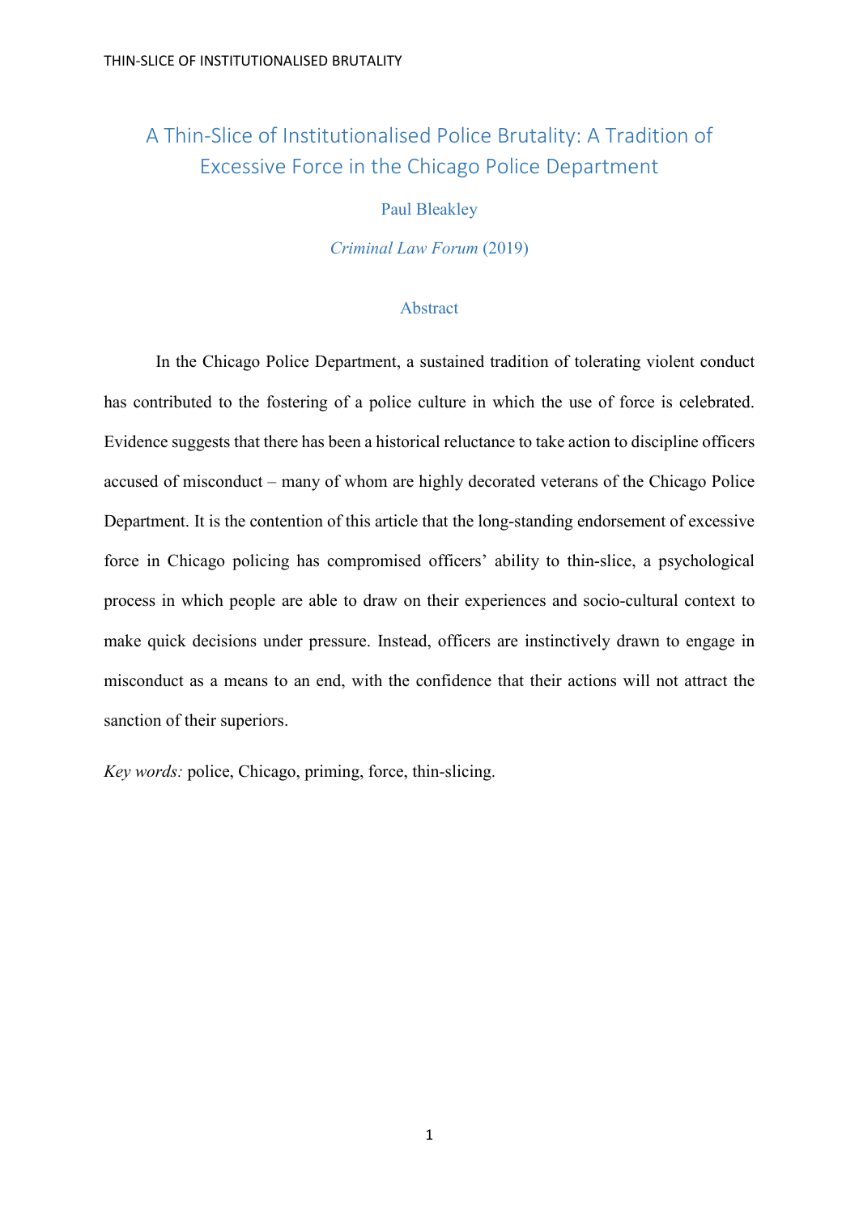# A Thin-Slice of Institutionalised Police Brutality: A Tradition of Excessive Force in the Chicago Police Department

Paul Bleakley

*Criminal Law Forum* (2019)

## Abstract

In the Chicago Police Department, a sustained tradition of tolerating violent conduct has contributed to the fostering of a police culture in which the use of force is celebrated. Evidence suggests that there has been a historical reluctance to take action to discipline officers accused of misconduct – many of whom are highly decorated veterans of the Chicago Police Department. It is the contention of this article that the long-standing endorsement of excessive force in Chicago policing has compromised officers' ability to thin-slice, a psychological process in which people are able to draw on their experiences and socio-cultural context to make quick decisions under pressure. Instead, officers are instinctively drawn to engage in misconduct as a means to an end, with the confidence that their actions will not attract the sanction of their superiors.

*Key words:* police, Chicago, priming, force, thin-slicing.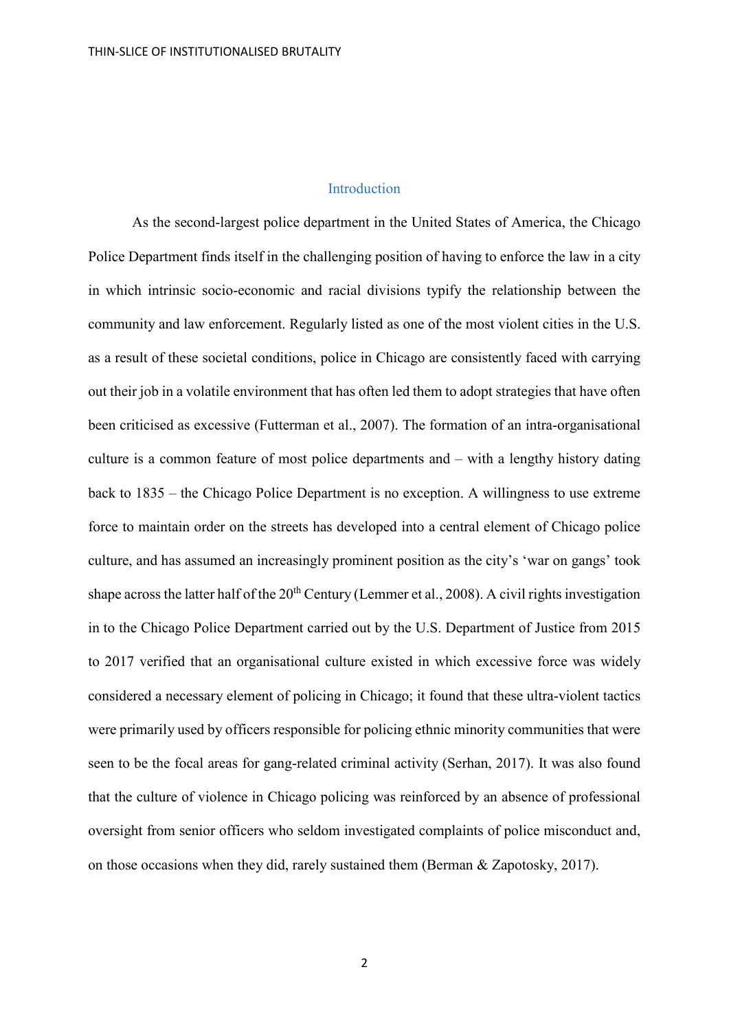## Introduction

As the second-largest police department in the United States of America, the Chicago Police Department finds itself in the challenging position of having to enforce the law in a city in which intrinsic socio-economic and racial divisions typify the relationship between the community and law enforcement. Regularly listed as one of the most violent cities in the U.S. as a result of these societal conditions, police in Chicago are consistently faced with carrying out their job in a volatile environment that has often led them to adopt strategies that have often been criticised as excessive (Futterman et al., 2007). The formation of an intra-organisational culture is a common feature of most police departments and – with a lengthy history dating back to 1835 – the Chicago Police Department is no exception. A willingness to use extreme force to maintain order on the streets has developed into a central element of Chicago police culture, and has assumed an increasingly prominent position as the city's 'war on gangs' took shape across the latter half of the 20th Century (Lemmer et al., 2008). A civil rights investigation in to the Chicago Police Department carried out by the U.S. Department of Justice from 2015 to 2017 verified that an organisational culture existed in which excessive force was widely considered a necessary element of policing in Chicago; it found that these ultra-violent tactics were primarily used by officers responsible for policing ethnic minority communities that were seen to be the focal areas for gang-related criminal activity (Serhan, 2017). It was also found that the culture of violence in Chicago policing was reinforced by an absence of professional oversight from senior officers who seldom investigated complaints of police misconduct and, on those occasions when they did, rarely sustained them (Berman & Zapotosky, 2017).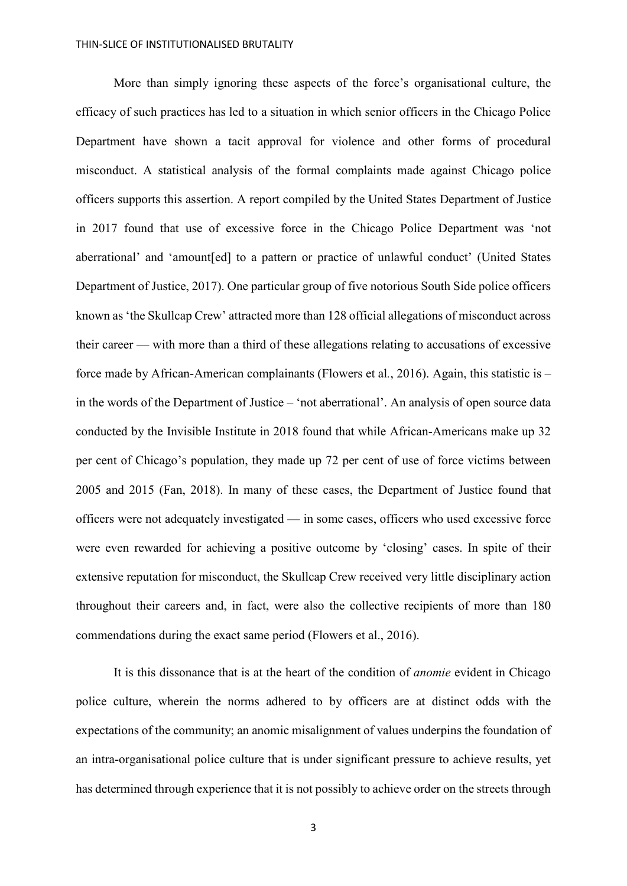More than simply ignoring these aspects of the force's organisational culture, the efficacy of such practices has led to a situation in which senior officers in the Chicago Police Department have shown a tacit approval for violence and other forms of procedural misconduct. A statistical analysis of the formal complaints made against Chicago police officers supports this assertion. A report compiled by the United States Department of Justice in 2017 found that use of excessive force in the Chicago Police Department was 'not aberrational' and 'amount[ed] to a pattern or practice of unlawful conduct' (United States Department of Justice, 2017). One particular group of five notorious South Side police officers known as 'the Skullcap Crew' attracted more than 128 official allegations of misconduct across their career — with more than a third of these allegations relating to accusations of excessive force made by African-American complainants (Flowers et al., 2016). Again, this statistic is – in the words of the Department of Justice – 'not aberrational'. An analysis of open source data conducted by the Invisible Institute in 2018 found that while African-Americans make up 32 per cent of Chicago's population, they made up 72 per cent of use of force victims between 2005 and 2015 (Fan, 2018). In many of these cases, the Department of Justice found that officers were not adequately investigated — in some cases, officers who used excessive force were even rewarded for achieving a positive outcome by 'closing' cases. In spite of their extensive reputation for misconduct, the Skullcap Crew received very little disciplinary action throughout their careers and, in fact, were also the collective recipients of more than 180 commendations during the exact same period (Flowers et al., 2016).

It is this dissonance that is at the heart of the condition of *anomie* evident in Chicago police culture, wherein the norms adhered to by officers are at distinct odds with the expectations of the community; an anomic misalignment of values underpins the foundation of an intra-organisational police culture that is under significant pressure to achieve results, yet has determined through experience that it is not possibly to achieve order on the streets through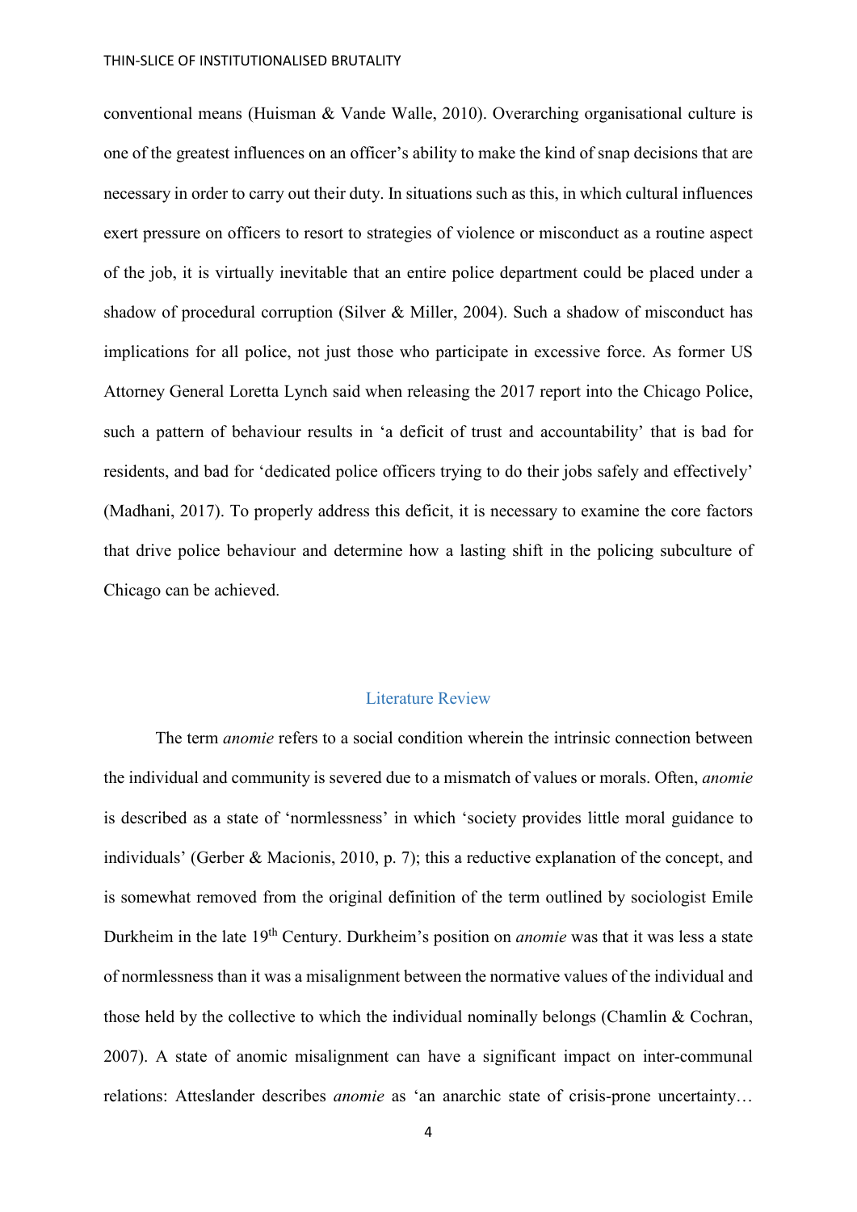conventional means (Huisman & Vande Walle, 2010). Overarching organisational culture is one of the greatest influences on an officer's ability to make the kind of snap decisions that are necessary in order to carry out their duty. In situations such as this, in which cultural influences exert pressure on officers to resort to strategies of violence or misconduct as a routine aspect of the job, it is virtually inevitable that an entire police department could be placed under a shadow of procedural corruption (Silver & Miller, 2004). Such a shadow of misconduct has implications for all police, not just those who participate in excessive force. As former US Attorney General Loretta Lynch said when releasing the 2017 report into the Chicago Police, such a pattern of behaviour results in 'a deficit of trust and accountability' that is bad for residents, and bad for 'dedicated police officers trying to do their jobs safely and effectively' (Madhani, 2017). To properly address this deficit, it is necessary to examine the core factors that drive police behaviour and determine how a lasting shift in the policing subculture of Chicago can be achieved.

## Literature Review

The term *anomie* refers to a social condition wherein the intrinsic connection between the individual and community is severed due to a mismatch of values or morals. Often, *anomie* is described as a state of 'normlessness' in which 'society provides little moral guidance to individuals' (Gerber & Macionis, 2010, p. 7); this a reductive explanation of the concept, and is somewhat removed from the original definition of the term outlined by sociologist Emile Durkheim in the late 19th Century. Durkheim's position on *anomie* was that it was less a state of normlessness than it was a misalignment between the normative values of the individual and those held by the collective to which the individual nominally belongs (Chamlin & Cochran, 2007). A state of anomic misalignment can have a significant impact on inter-communal relations: Atteslander describes *anomie* as 'an anarchic state of crisis-prone uncertainty…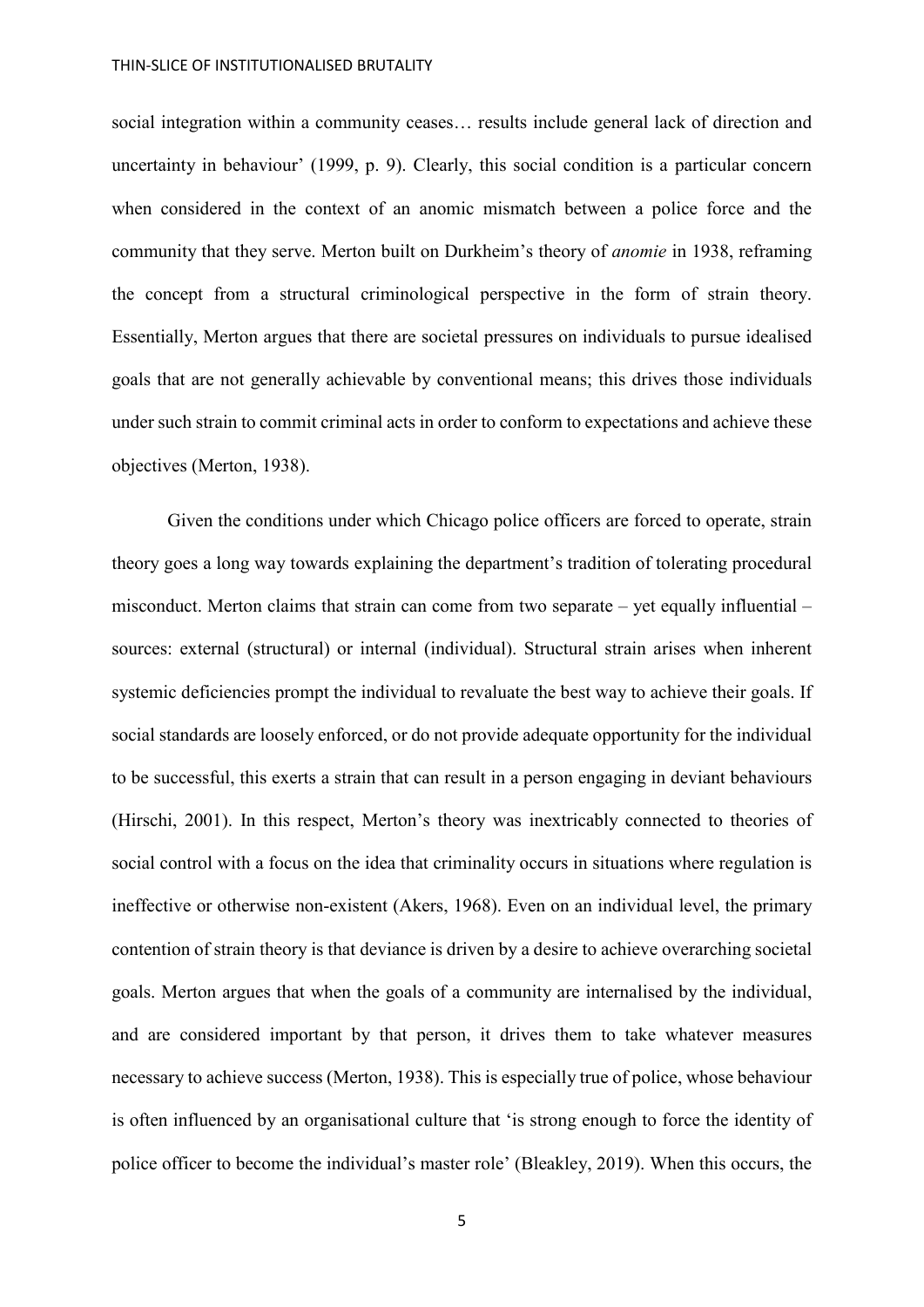social integration within a community ceases… results include general lack of direction and uncertainty in behaviour' (1999, p. 9). Clearly, this social condition is a particular concern when considered in the context of an anomic mismatch between a police force and the community that they serve. Merton built on Durkheim's theory of *anomie* in 1938, reframing the concept from a structural criminological perspective in the form of strain theory. Essentially, Merton argues that there are societal pressures on individuals to pursue idealised goals that are not generally achievable by conventional means; this drives those individuals under such strain to commit criminal acts in order to conform to expectations and achieve these objectives (Merton, 1938).

Given the conditions under which Chicago police officers are forced to operate, strain theory goes a long way towards explaining the department's tradition of tolerating procedural misconduct. Merton claims that strain can come from two separate – yet equally influential – sources: external (structural) or internal (individual). Structural strain arises when inherent systemic deficiencies prompt the individual to revaluate the best way to achieve their goals. If social standards are loosely enforced, or do not provide adequate opportunity for the individual to be successful, this exerts a strain that can result in a person engaging in deviant behaviours (Hirschi, 2001). In this respect, Merton's theory was inextricably connected to theories of social control with a focus on the idea that criminality occurs in situations where regulation is ineffective or otherwise non-existent (Akers, 1968). Even on an individual level, the primary contention of strain theory is that deviance is driven by a desire to achieve overarching societal goals. Merton argues that when the goals of a community are internalised by the individual, and are considered important by that person, it drives them to take whatever measures necessary to achieve success (Merton, 1938). This is especially true of police, whose behaviour is often influenced by an organisational culture that 'is strong enough to force the identity of police officer to become the individual's master role' (Bleakley, 2019). When this occurs, the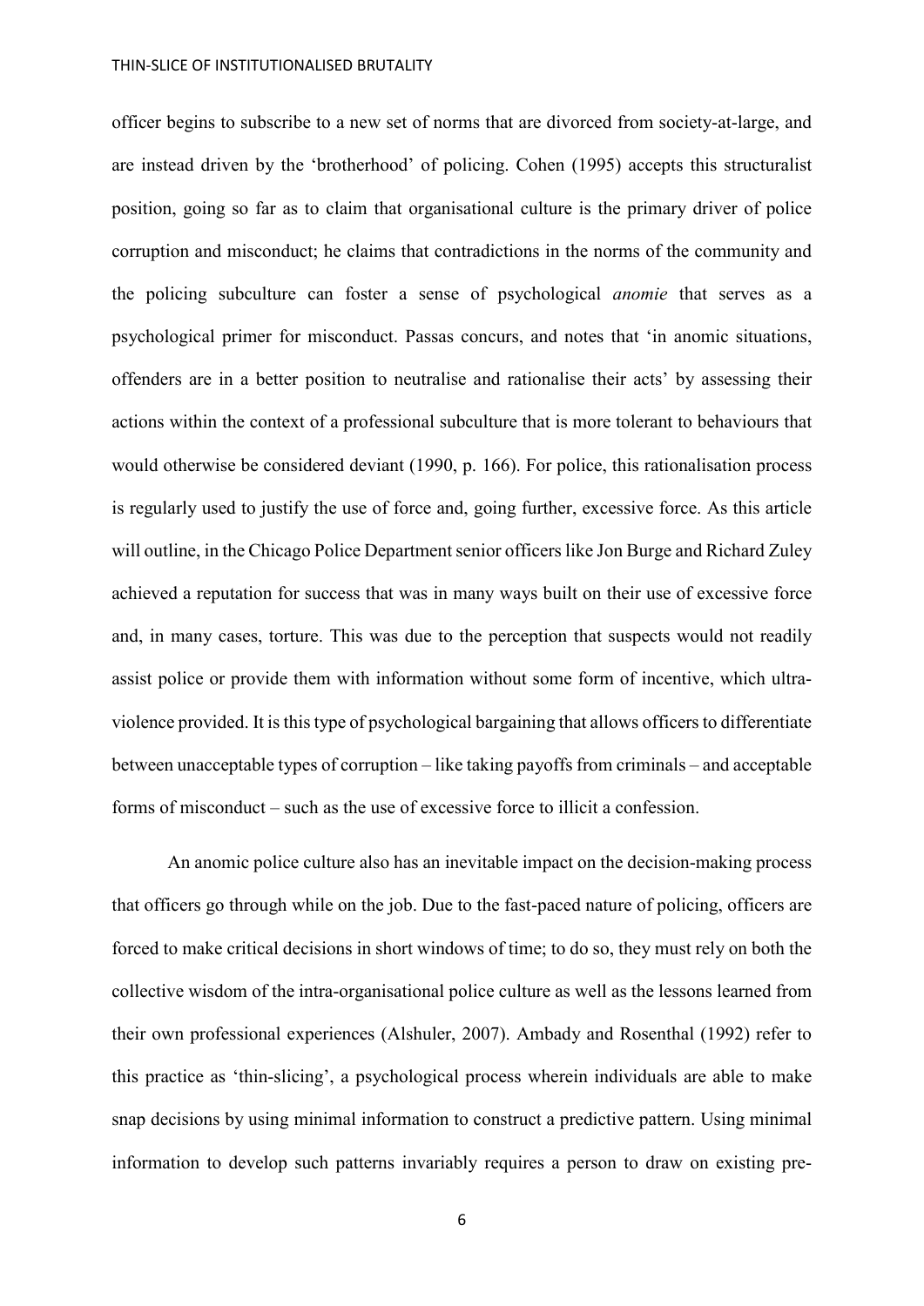officer begins to subscribe to a new set of norms that are divorced from society-at-large, and are instead driven by the 'brotherhood' of policing. Cohen (1995) accepts this structuralist position, going so far as to claim that organisational culture is the primary driver of police corruption and misconduct; he claims that contradictions in the norms of the community and the policing subculture can foster a sense of psychological *anomie* that serves as a psychological primer for misconduct. Passas concurs, and notes that 'in anomic situations, offenders are in a better position to neutralise and rationalise their acts' by assessing their actions within the context of a professional subculture that is more tolerant to behaviours that would otherwise be considered deviant (1990, p. 166). For police, this rationalisation process is regularly used to justify the use of force and, going further, excessive force. As this article will outline, in the Chicago Police Department senior officers like Jon Burge and Richard Zuley achieved a reputation for success that was in many ways built on their use of excessive force and, in many cases, torture. This was due to the perception that suspects would not readily assist police or provide them with information without some form of incentive, which ultra-violence provided. It is this type of psychological bargaining that allows officers to differentiate between unacceptable types of corruption – like taking payoffs from criminals – and acceptable forms of misconduct – such as the use of excessive force to illicit a confession.

An anomic police culture also has an inevitable impact on the decision-making process that officers go through while on the job. Due to the fast-paced nature of policing, officers are forced to make critical decisions in short windows of time; to do so, they must rely on both the collective wisdom of the intra-organisational police culture as well as the lessons learned from their own professional experiences (Alshuler, 2007). Ambady and Rosenthal (1992) refer to this practice as 'thin-slicing', a psychological process wherein individuals are able to make snap decisions by using minimal information to construct a predictive pattern. Using minimal information to develop such patterns invariably requires a person to draw on existing pre-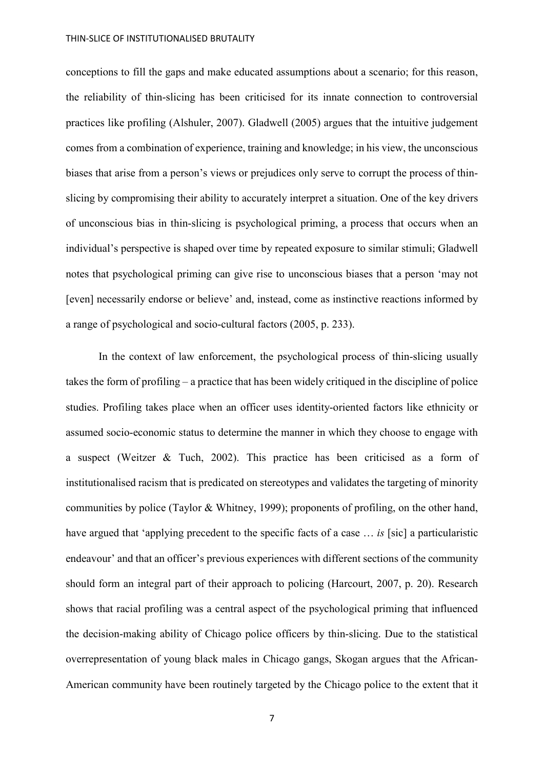conceptions to fill the gaps and make educated assumptions about a scenario; for this reason, the reliability of thin-slicing has been criticised for its innate connection to controversial practices like profiling (Alshuler, 2007). Gladwell (2005) argues that the intuitive judgement comes from a combination of experience, training and knowledge; in his view, the unconscious biases that arise from a person's views or prejudices only serve to corrupt the process of thin-slicing by compromising their ability to accurately interpret a situation. One of the key drivers of unconscious bias in thin-slicing is psychological priming, a process that occurs when an individual's perspective is shaped over time by repeated exposure to similar stimuli; Gladwell notes that psychological priming can give rise to unconscious biases that a person 'may not [even] necessarily endorse or believe' and, instead, come as instinctive reactions informed by a range of psychological and socio-cultural factors (2005, p. 233).

In the context of law enforcement, the psychological process of thin-slicing usually takes the form of profiling – a practice that has been widely critiqued in the discipline of police studies. Profiling takes place when an officer uses identity-oriented factors like ethnicity or assumed socio-economic status to determine the manner in which they choose to engage with a suspect (Weitzer & Tuch, 2002). This practice has been criticised as a form of institutionalised racism that is predicated on stereotypes and validates the targeting of minority communities by police (Taylor & Whitney, 1999); proponents of profiling, on the other hand, have argued that 'applying precedent to the specific facts of a case … *is* [sic] a particularistic endeavour' and that an officer's previous experiences with different sections of the community should form an integral part of their approach to policing (Harcourt, 2007, p. 20). Research shows that racial profiling was a central aspect of the psychological priming that influenced the decision-making ability of Chicago police officers by thin-slicing. Due to the statistical overrepresentation of young black males in Chicago gangs, Skogan argues that the African-American community have been routinely targeted by the Chicago police to the extent that it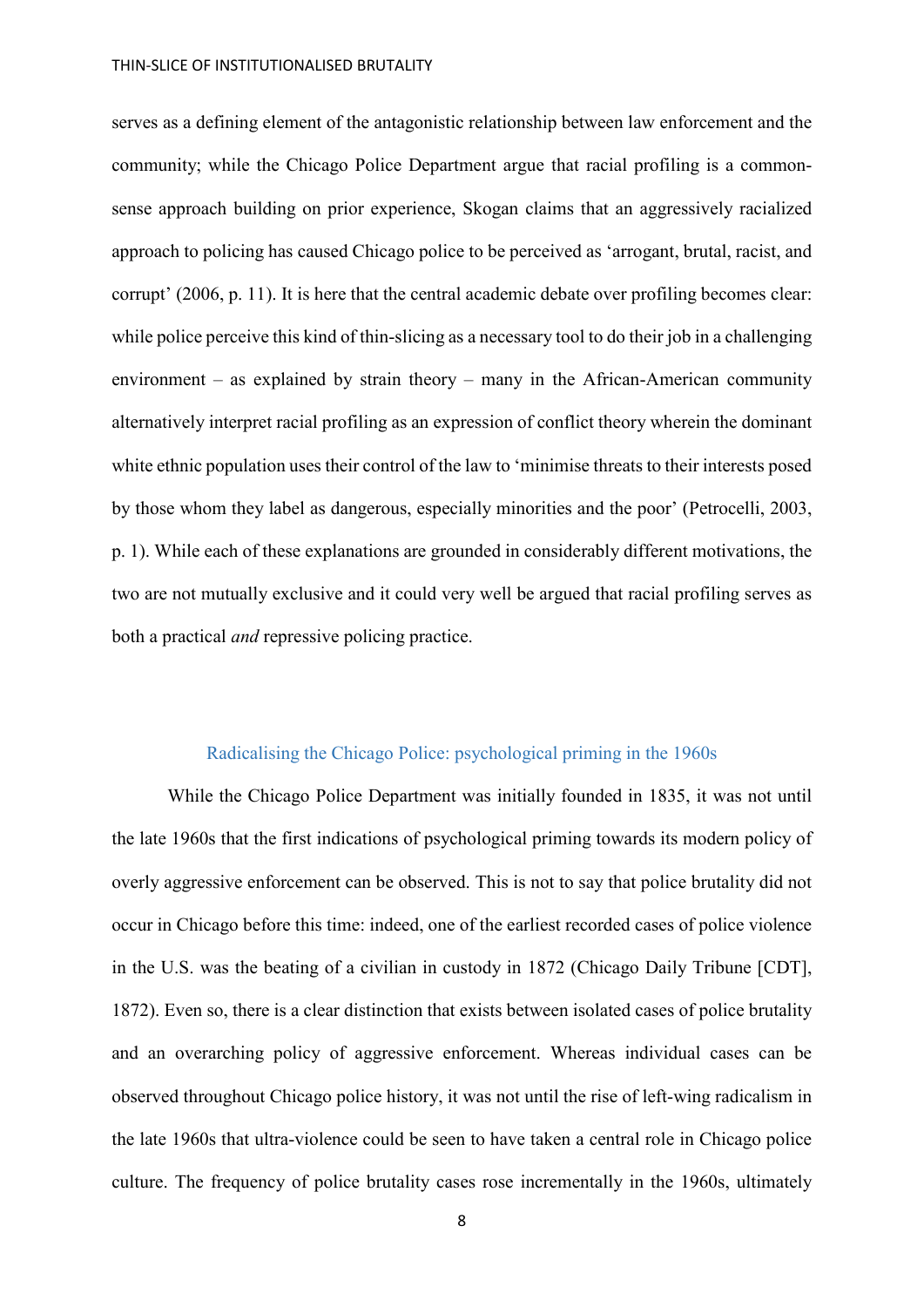serves as a defining element of the antagonistic relationship between law enforcement and the community; while the Chicago Police Department argue that racial profiling is a common-sense approach building on prior experience, Skogan claims that an aggressively racialized approach to policing has caused Chicago police to be perceived as 'arrogant, brutal, racist, and corrupt' (2006, p. 11). It is here that the central academic debate over profiling becomes clear: while police perceive this kind of thin-slicing as a necessary tool to do their job in a challenging environment – as explained by strain theory – many in the African-American community alternatively interpret racial profiling as an expression of conflict theory wherein the dominant white ethnic population uses their control of the law to 'minimise threats to their interests posed by those whom they label as dangerous, especially minorities and the poor' (Petrocelli, 2003, p. 1). While each of these explanations are grounded in considerably different motivations, the two are not mutually exclusive and it could very well be argued that racial profiling serves as both a practical *and* repressive policing practice.

## Radicalising the Chicago Police: psychological priming in the 1960s

While the Chicago Police Department was initially founded in 1835, it was not until the late 1960s that the first indications of psychological priming towards its modern policy of overly aggressive enforcement can be observed. This is not to say that police brutality did not occur in Chicago before this time: indeed, one of the earliest recorded cases of police violence in the U.S. was the beating of a civilian in custody in 1872 (Chicago Daily Tribune [CDT], 1872). Even so, there is a clear distinction that exists between isolated cases of police brutality and an overarching policy of aggressive enforcement. Whereas individual cases can be observed throughout Chicago police history, it was not until the rise of left-wing radicalism in the late 1960s that ultra-violence could be seen to have taken a central role in Chicago police culture. The frequency of police brutality cases rose incrementally in the 1960s, ultimately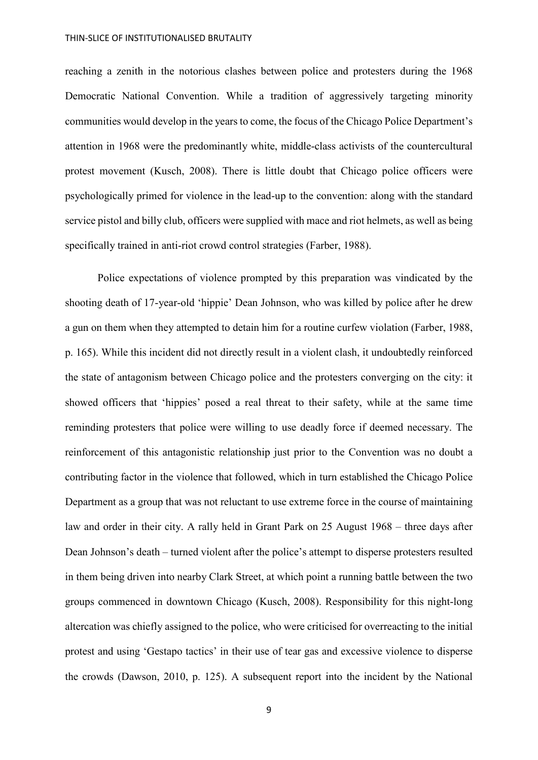reaching a zenith in the notorious clashes between police and protesters during the 1968 Democratic National Convention. While a tradition of aggressively targeting minority communities would develop in the years to come, the focus of the Chicago Police Department's attention in 1968 were the predominantly white, middle-class activists of the countercultural protest movement (Kusch, 2008). There is little doubt that Chicago police officers were psychologically primed for violence in the lead-up to the convention: along with the standard service pistol and billy club, officers were supplied with mace and riot helmets, as well as being specifically trained in anti-riot crowd control strategies (Farber, 1988).

Police expectations of violence prompted by this preparation was vindicated by the shooting death of 17-year-old 'hippie' Dean Johnson, who was killed by police after he drew a gun on them when they attempted to detain him for a routine curfew violation (Farber, 1988, p. 165). While this incident did not directly result in a violent clash, it undoubtedly reinforced the state of antagonism between Chicago police and the protesters converging on the city: it showed officers that 'hippies' posed a real threat to their safety, while at the same time reminding protesters that police were willing to use deadly force if deemed necessary. The reinforcement of this antagonistic relationship just prior to the Convention was no doubt a contributing factor in the violence that followed, which in turn established the Chicago Police Department as a group that was not reluctant to use extreme force in the course of maintaining law and order in their city. A rally held in Grant Park on 25 August 1968 – three days after Dean Johnson's death – turned violent after the police's attempt to disperse protesters resulted in them being driven into nearby Clark Street, at which point a running battle between the two groups commenced in downtown Chicago (Kusch, 2008). Responsibility for this night-long altercation was chiefly assigned to the police, who were criticised for overreacting to the initial protest and using 'Gestapo tactics' in their use of tear gas and excessive violence to disperse the crowds (Dawson, 2010, p. 125). A subsequent report into the incident by the National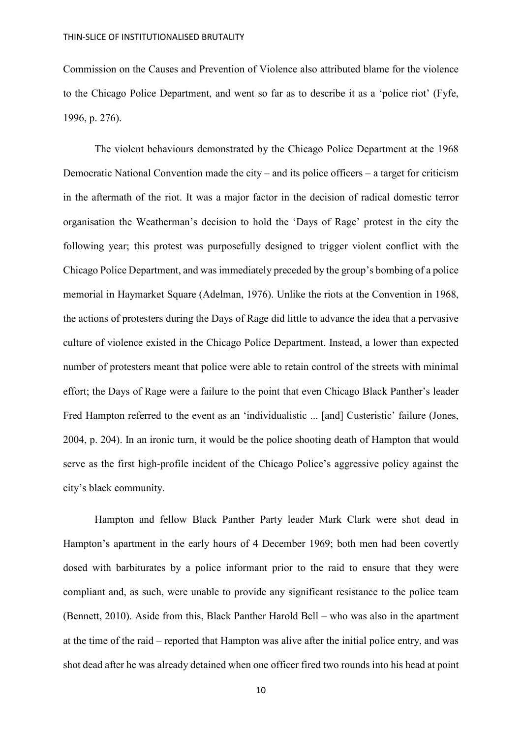Commission on the Causes and Prevention of Violence also attributed blame for the violence to the Chicago Police Department, and went so far as to describe it as a 'police riot' (Fyfe, 1996, p. 276).

The violent behaviours demonstrated by the Chicago Police Department at the 1968 Democratic National Convention made the city – and its police officers – a target for criticism in the aftermath of the riot. It was a major factor in the decision of radical domestic terror organisation the Weatherman's decision to hold the 'Days of Rage' protest in the city the following year; this protest was purposefully designed to trigger violent conflict with the Chicago Police Department, and was immediately preceded by the group's bombing of a police memorial in Haymarket Square (Adelman, 1976). Unlike the riots at the Convention in 1968, the actions of protesters during the Days of Rage did little to advance the idea that a pervasive culture of violence existed in the Chicago Police Department. Instead, a lower than expected number of protesters meant that police were able to retain control of the streets with minimal effort; the Days of Rage were a failure to the point that even Chicago Black Panther's leader Fred Hampton referred to the event as an 'individualistic ... [and] Custeristic' failure (Jones, 2004, p. 204). In an ironic turn, it would be the police shooting death of Hampton that would serve as the first high-profile incident of the Chicago Police's aggressive policy against the city's black community.

Hampton and fellow Black Panther Party leader Mark Clark were shot dead in Hampton's apartment in the early hours of 4 December 1969; both men had been covertly dosed with barbiturates by a police informant prior to the raid to ensure that they were compliant and, as such, were unable to provide any significant resistance to the police team (Bennett, 2010). Aside from this, Black Panther Harold Bell – who was also in the apartment at the time of the raid – reported that Hampton was alive after the initial police entry, and was shot dead after he was already detained when one officer fired two rounds into his head at point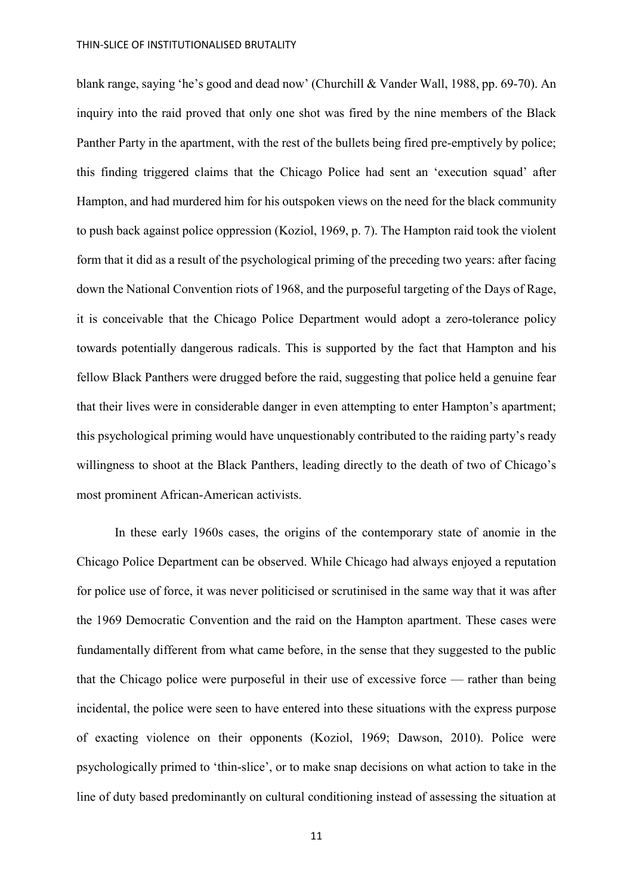blank range, saying 'he's good and dead now' (Churchill & Vander Wall, 1988, pp. 69-70). An inquiry into the raid proved that only one shot was fired by the nine members of the Black Panther Party in the apartment, with the rest of the bullets being fired pre-emptively by police; this finding triggered claims that the Chicago Police had sent an 'execution squad' after Hampton, and had murdered him for his outspoken views on the need for the black community to push back against police oppression (Koziol, 1969, p. 7). The Hampton raid took the violent form that it did as a result of the psychological priming of the preceding two years: after facing down the National Convention riots of 1968, and the purposeful targeting of the Days of Rage, it is conceivable that the Chicago Police Department would adopt a zero-tolerance policy towards potentially dangerous radicals. This is supported by the fact that Hampton and his fellow Black Panthers were drugged before the raid, suggesting that police held a genuine fear that their lives were in considerable danger in even attempting to enter Hampton's apartment; this psychological priming would have unquestionably contributed to the raiding party's ready willingness to shoot at the Black Panthers, leading directly to the death of two of Chicago's most prominent African-American activists.

In these early 1960s cases, the origins of the contemporary state of anomie in the Chicago Police Department can be observed. While Chicago had always enjoyed a reputation for police use of force, it was never politicised or scrutinised in the same way that it was after the 1969 Democratic Convention and the raid on the Hampton apartment. These cases were fundamentally different from what came before, in the sense that they suggested to the public that the Chicago police were purposeful in their use of excessive force — rather than being incidental, the police were seen to have entered into these situations with the express purpose of exacting violence on their opponents (Koziol, 1969; Dawson, 2010). Police were psychologically primed to 'thin-slice', or to make snap decisions on what action to take in the line of duty based predominantly on cultural conditioning instead of assessing the situation at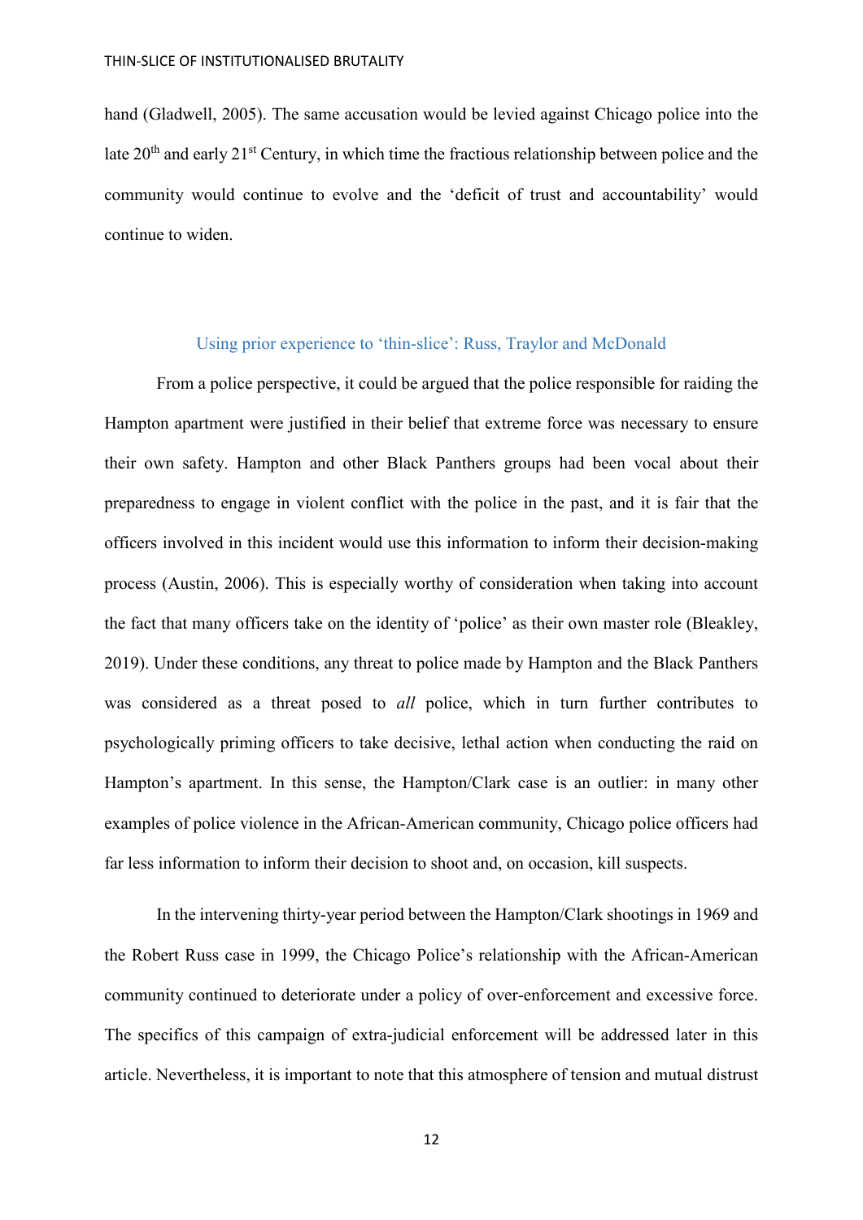hand (Gladwell, 2005). The same accusation would be levied against Chicago police into the late 20th and early 21st Century, in which time the fractious relationship between police and the community would continue to evolve and the 'deficit of trust and accountability' would continue to widen.

## Using prior experience to 'thin-slice': Russ, Traylor and McDonald

From a police perspective, it could be argued that the police responsible for raiding the Hampton apartment were justified in their belief that extreme force was necessary to ensure their own safety. Hampton and other Black Panthers groups had been vocal about their preparedness to engage in violent conflict with the police in the past, and it is fair that the officers involved in this incident would use this information to inform their decision-making process (Austin, 2006). This is especially worthy of consideration when taking into account the fact that many officers take on the identity of 'police' as their own master role (Bleakley, 2019). Under these conditions, any threat to police made by Hampton and the Black Panthers was considered as a threat posed to *all* police, which in turn further contributes to psychologically priming officers to take decisive, lethal action when conducting the raid on Hampton's apartment. In this sense, the Hampton/Clark case is an outlier: in many other examples of police violence in the African-American community, Chicago police officers had far less information to inform their decision to shoot and, on occasion, kill suspects.

In the intervening thirty-year period between the Hampton/Clark shootings in 1969 and the Robert Russ case in 1999, the Chicago Police's relationship with the African-American community continued to deteriorate under a policy of over-enforcement and excessive force. The specifics of this campaign of extra-judicial enforcement will be addressed later in this article. Nevertheless, it is important to note that this atmosphere of tension and mutual distrust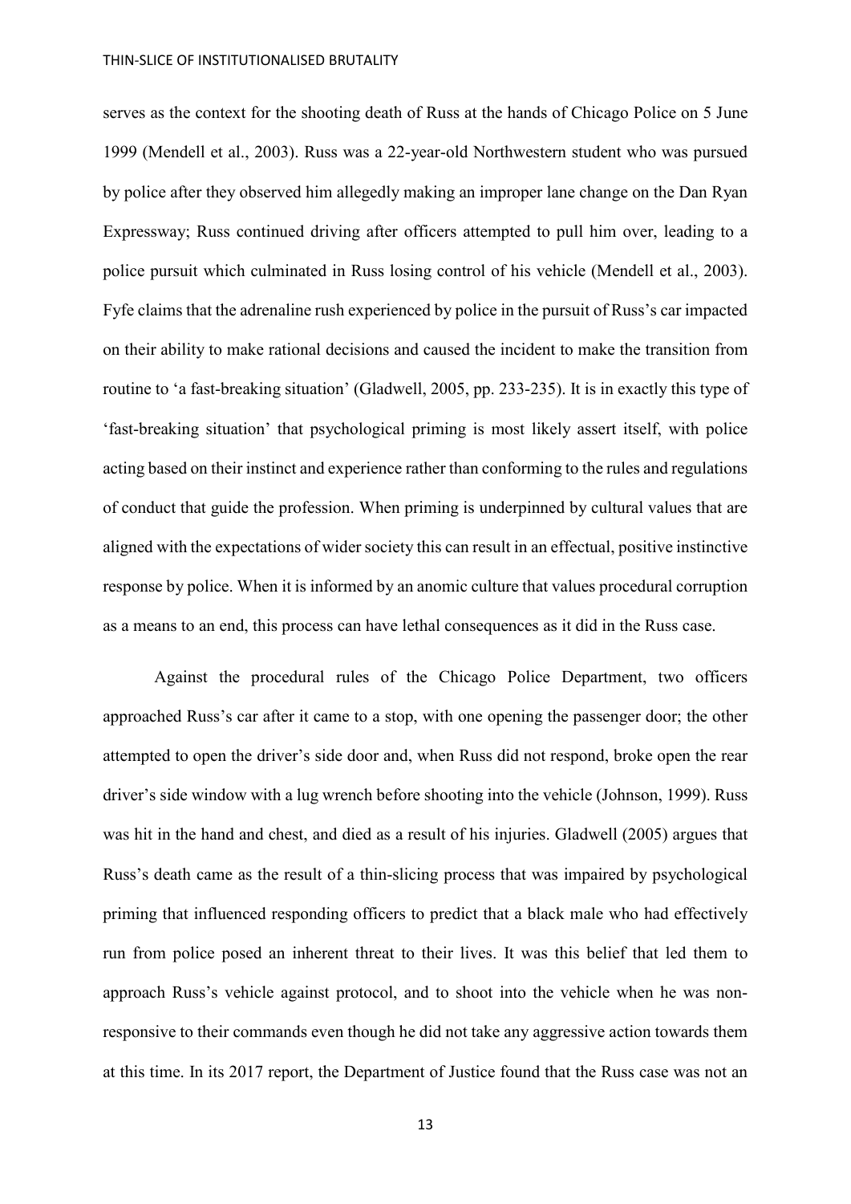serves as the context for the shooting death of Russ at the hands of Chicago Police on 5 June 1999 (Mendell et al., 2003). Russ was a 22-year-old Northwestern student who was pursued by police after they observed him allegedly making an improper lane change on the Dan Ryan Expressway; Russ continued driving after officers attempted to pull him over, leading to a police pursuit which culminated in Russ losing control of his vehicle (Mendell et al., 2003). Fyfe claims that the adrenaline rush experienced by police in the pursuit of Russ's car impacted on their ability to make rational decisions and caused the incident to make the transition from routine to 'a fast-breaking situation' (Gladwell, 2005, pp. 233-235). It is in exactly this type of 'fast-breaking situation' that psychological priming is most likely assert itself, with police acting based on their instinct and experience rather than conforming to the rules and regulations of conduct that guide the profession. When priming is underpinned by cultural values that are aligned with the expectations of wider society this can result in an effectual, positive instinctive response by police. When it is informed by an anomic culture that values procedural corruption as a means to an end, this process can have lethal consequences as it did in the Russ case.

Against the procedural rules of the Chicago Police Department, two officers approached Russ's car after it came to a stop, with one opening the passenger door; the other attempted to open the driver's side door and, when Russ did not respond, broke open the rear driver's side window with a lug wrench before shooting into the vehicle (Johnson, 1999). Russ was hit in the hand and chest, and died as a result of his injuries. Gladwell (2005) argues that Russ's death came as the result of a thin-slicing process that was impaired by psychological priming that influenced responding officers to predict that a black male who had effectively run from police posed an inherent threat to their lives. It was this belief that led them to approach Russ's vehicle against protocol, and to shoot into the vehicle when he was non-responsive to their commands even though he did not take any aggressive action towards them at this time. In its 2017 report, the Department of Justice found that the Russ case was not an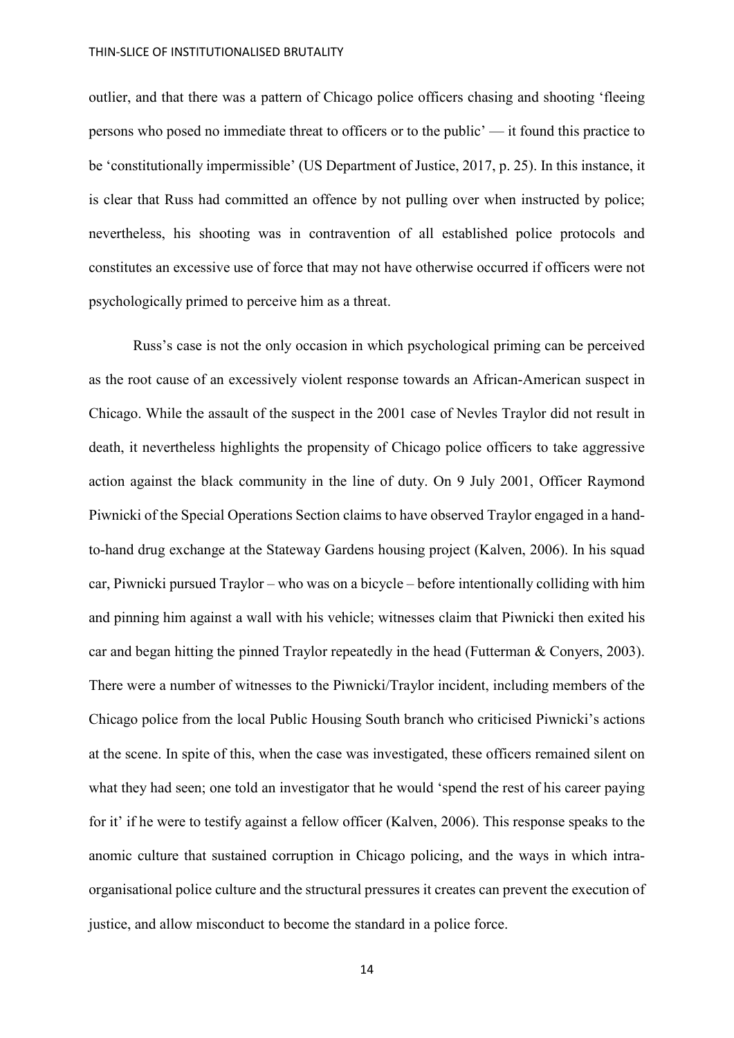outlier, and that there was a pattern of Chicago police officers chasing and shooting 'fleeing persons who posed no immediate threat to officers or to the public' — it found this practice to be 'constitutionally impermissible' (US Department of Justice, 2017, p. 25). In this instance, it is clear that Russ had committed an offence by not pulling over when instructed by police; nevertheless, his shooting was in contravention of all established police protocols and constitutes an excessive use of force that may not have otherwise occurred if officers were not psychologically primed to perceive him as a threat.

Russ's case is not the only occasion in which psychological priming can be perceived as the root cause of an excessively violent response towards an African-American suspect in Chicago. While the assault of the suspect in the 2001 case of Nevles Traylor did not result in death, it nevertheless highlights the propensity of Chicago police officers to take aggressive action against the black community in the line of duty. On 9 July 2001, Officer Raymond Piwnicki of the Special Operations Section claims to have observed Traylor engaged in a hand-to-hand drug exchange at the Stateway Gardens housing project (Kalven, 2006). In his squad car, Piwnicki pursued Traylor – who was on a bicycle – before intentionally colliding with him and pinning him against a wall with his vehicle; witnesses claim that Piwnicki then exited his car and began hitting the pinned Traylor repeatedly in the head (Futterman & Conyers, 2003). There were a number of witnesses to the Piwnicki/Traylor incident, including members of the Chicago police from the local Public Housing South branch who criticised Piwnicki's actions at the scene. In spite of this, when the case was investigated, these officers remained silent on what they had seen; one told an investigator that he would 'spend the rest of his career paying for it' if he were to testify against a fellow officer (Kalven, 2006). This response speaks to the anomic culture that sustained corruption in Chicago policing, and the ways in which intra-organisational police culture and the structural pressures it creates can prevent the execution of justice, and allow misconduct to become the standard in a police force.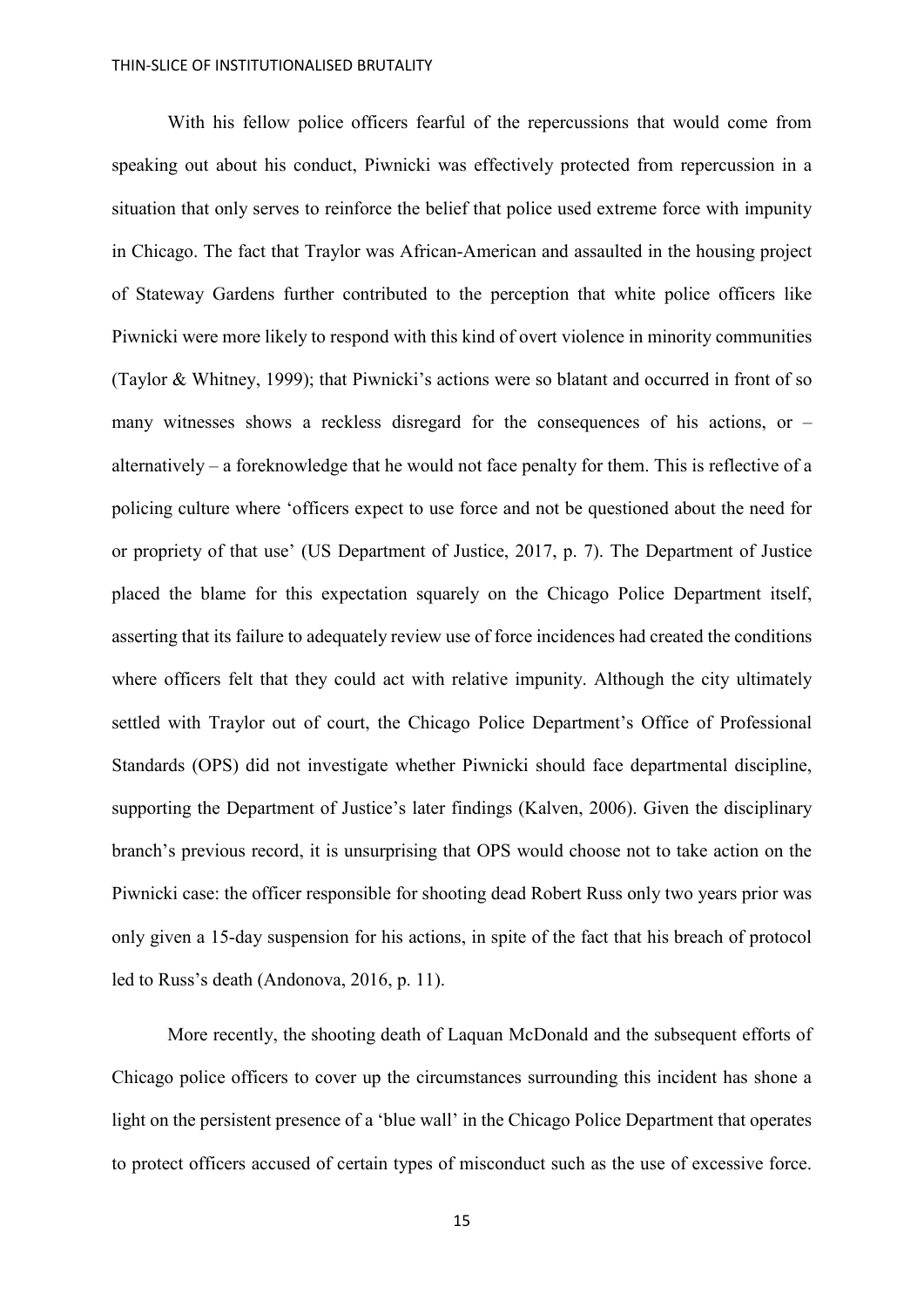With his fellow police officers fearful of the repercussions that would come from speaking out about his conduct, Piwnicki was effectively protected from repercussion in a situation that only serves to reinforce the belief that police used extreme force with impunity in Chicago. The fact that Traylor was African-American and assaulted in the housing project of Stateway Gardens further contributed to the perception that white police officers like Piwnicki were more likely to respond with this kind of overt violence in minority communities (Taylor & Whitney, 1999); that Piwnicki's actions were so blatant and occurred in front of so many witnesses shows a reckless disregard for the consequences of his actions, or – alternatively – a foreknowledge that he would not face penalty for them. This is reflective of a policing culture where 'officers expect to use force and not be questioned about the need for or propriety of that use' (US Department of Justice, 2017, p. 7). The Department of Justice placed the blame for this expectation squarely on the Chicago Police Department itself, asserting that its failure to adequately review use of force incidences had created the conditions where officers felt that they could act with relative impunity. Although the city ultimately settled with Traylor out of court, the Chicago Police Department's Office of Professional Standards (OPS) did not investigate whether Piwnicki should face departmental discipline, supporting the Department of Justice's later findings (Kalven, 2006). Given the disciplinary branch's previous record, it is unsurprising that OPS would choose not to take action on the Piwnicki case: the officer responsible for shooting dead Robert Russ only two years prior was only given a 15-day suspension for his actions, in spite of the fact that his breach of protocol led to Russ's death (Andonova, 2016, p. 11).

More recently, the shooting death of Laquan McDonald and the subsequent efforts of Chicago police officers to cover up the circumstances surrounding this incident has shone a light on the persistent presence of a 'blue wall' in the Chicago Police Department that operates to protect officers accused of certain types of misconduct such as the use of excessive force.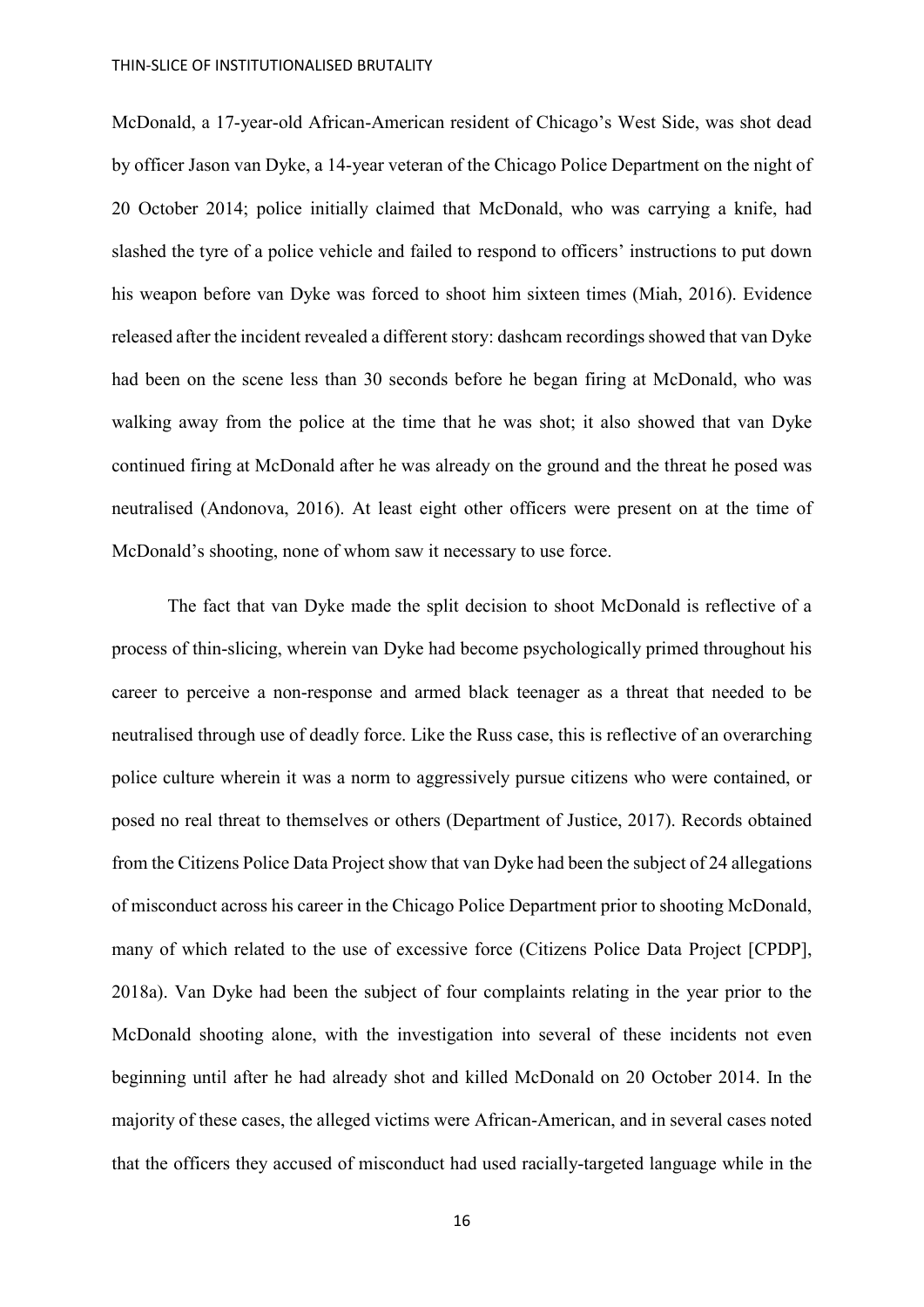McDonald, a 17-year-old African-American resident of Chicago's West Side, was shot dead by officer Jason van Dyke, a 14-year veteran of the Chicago Police Department on the night of 20 October 2014; police initially claimed that McDonald, who was carrying a knife, had slashed the tyre of a police vehicle and failed to respond to officers' instructions to put down his weapon before van Dyke was forced to shoot him sixteen times (Miah, 2016). Evidence released after the incident revealed a different story: dashcam recordings showed that van Dyke had been on the scene less than 30 seconds before he began firing at McDonald, who was walking away from the police at the time that he was shot; it also showed that van Dyke continued firing at McDonald after he was already on the ground and the threat he posed was neutralised (Andonova, 2016). At least eight other officers were present on at the time of McDonald's shooting, none of whom saw it necessary to use force.

The fact that van Dyke made the split decision to shoot McDonald is reflective of a process of thin-slicing, wherein van Dyke had become psychologically primed throughout his career to perceive a non-response and armed black teenager as a threat that needed to be neutralised through use of deadly force. Like the Russ case, this is reflective of an overarching police culture wherein it was a norm to aggressively pursue citizens who were contained, or posed no real threat to themselves or others (Department of Justice, 2017). Records obtained from the Citizens Police Data Project show that van Dyke had been the subject of 24 allegations of misconduct across his career in the Chicago Police Department prior to shooting McDonald, many of which related to the use of excessive force (Citizens Police Data Project [CPDP], 2018a). Van Dyke had been the subject of four complaints relating in the year prior to the McDonald shooting alone, with the investigation into several of these incidents not even beginning until after he had already shot and killed McDonald on 20 October 2014. In the majority of these cases, the alleged victims were African-American, and in several cases noted that the officers they accused of misconduct had used racially-targeted language while in the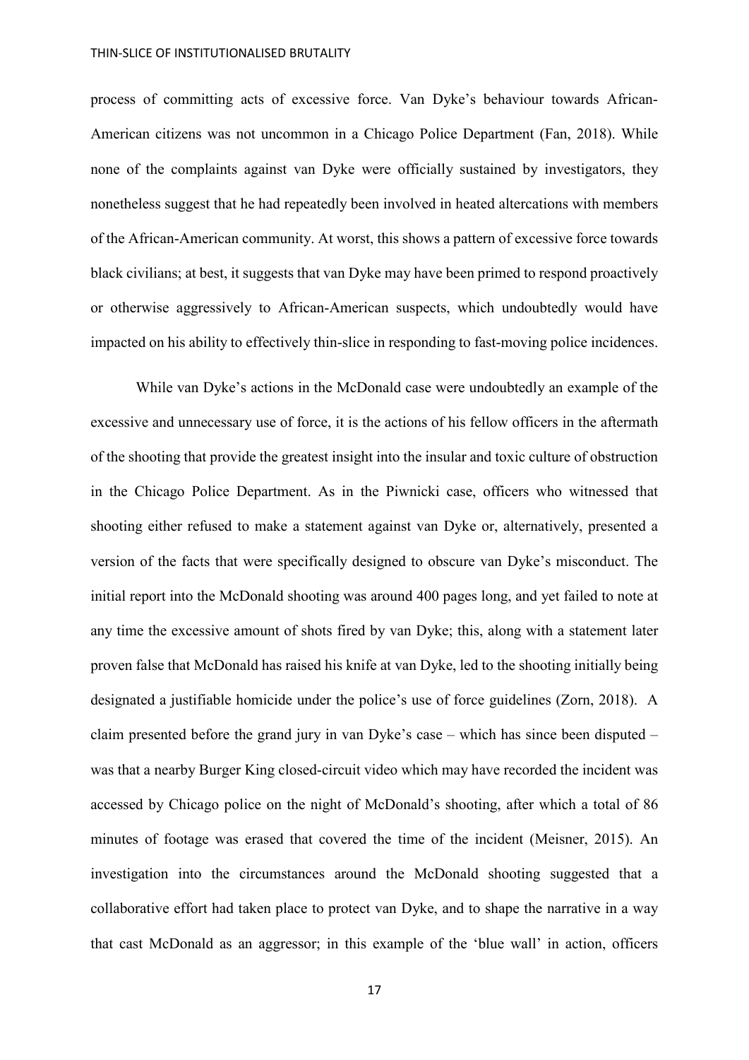process of committing acts of excessive force. Van Dyke's behaviour towards African-American citizens was not uncommon in a Chicago Police Department (Fan, 2018). While none of the complaints against van Dyke were officially sustained by investigators, they nonetheless suggest that he had repeatedly been involved in heated altercations with members of the African-American community. At worst, this shows a pattern of excessive force towards black civilians; at best, it suggests that van Dyke may have been primed to respond proactively or otherwise aggressively to African-American suspects, which undoubtedly would have impacted on his ability to effectively thin-slice in responding to fast-moving police incidences.

While van Dyke's actions in the McDonald case were undoubtedly an example of the excessive and unnecessary use of force, it is the actions of his fellow officers in the aftermath of the shooting that provide the greatest insight into the insular and toxic culture of obstruction in the Chicago Police Department. As in the Piwnicki case, officers who witnessed that shooting either refused to make a statement against van Dyke or, alternatively, presented a version of the facts that were specifically designed to obscure van Dyke's misconduct. The initial report into the McDonald shooting was around 400 pages long, and yet failed to note at any time the excessive amount of shots fired by van Dyke; this, along with a statement later proven false that McDonald has raised his knife at van Dyke, led to the shooting initially being designated a justifiable homicide under the police's use of force guidelines (Zorn, 2018). A claim presented before the grand jury in van Dyke's case – which has since been disputed – was that a nearby Burger King closed-circuit video which may have recorded the incident was accessed by Chicago police on the night of McDonald's shooting, after which a total of 86 minutes of footage was erased that covered the time of the incident (Meisner, 2015). An investigation into the circumstances around the McDonald shooting suggested that a collaborative effort had taken place to protect van Dyke, and to shape the narrative in a way that cast McDonald as an aggressor; in this example of the 'blue wall' in action, officers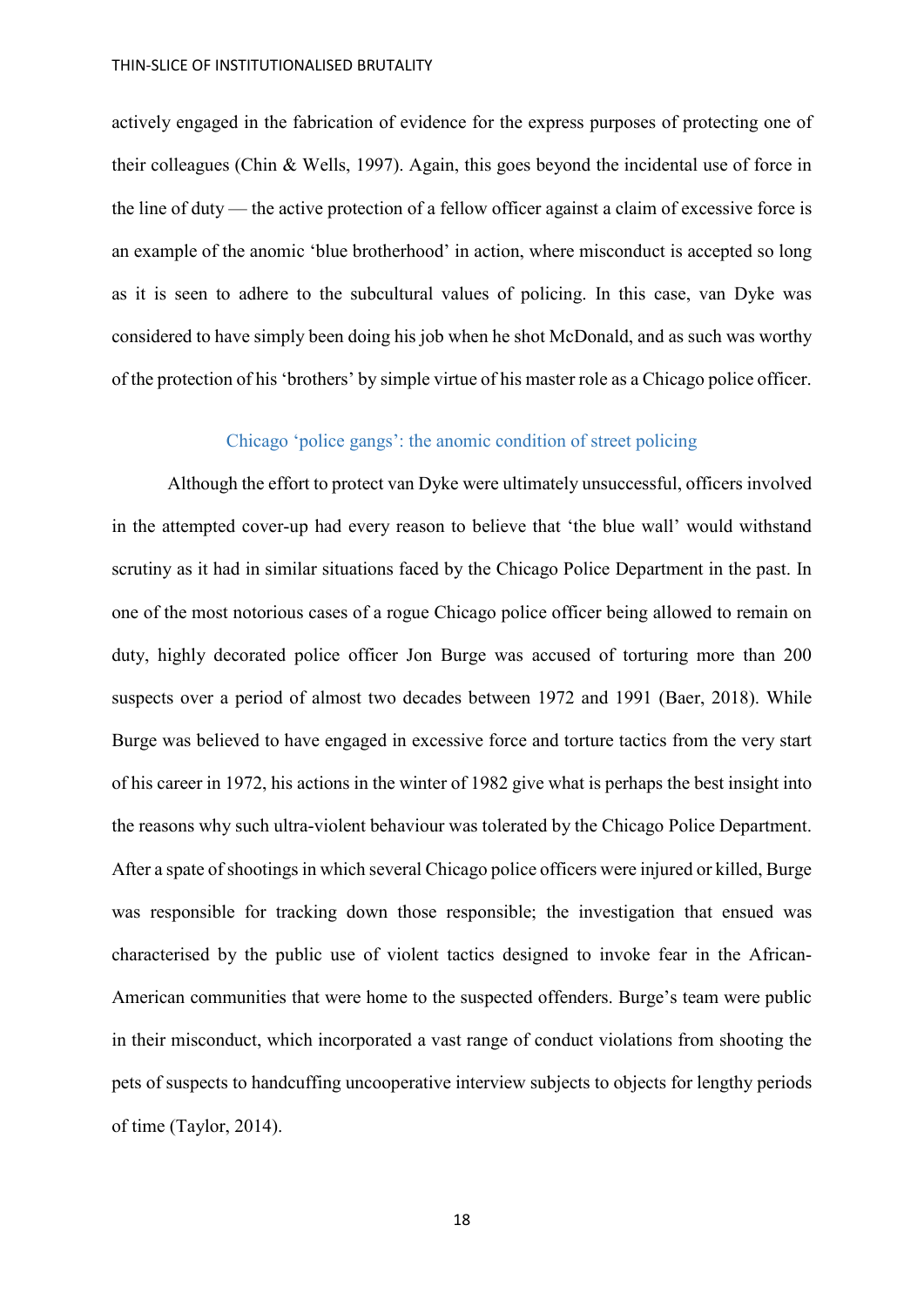actively engaged in the fabrication of evidence for the express purposes of protecting one of their colleagues (Chin & Wells, 1997). Again, this goes beyond the incidental use of force in the line of duty — the active protection of a fellow officer against a claim of excessive force is an example of the anomic 'blue brotherhood' in action, where misconduct is accepted so long as it is seen to adhere to the subcultural values of policing. In this case, van Dyke was considered to have simply been doing his job when he shot McDonald, and as such was worthy of the protection of his 'brothers' by simple virtue of his master role as a Chicago police officer.

## Chicago 'police gangs': the anomic condition of street policing

Although the effort to protect van Dyke were ultimately unsuccessful, officers involved in the attempted cover-up had every reason to believe that 'the blue wall' would withstand scrutiny as it had in similar situations faced by the Chicago Police Department in the past. In one of the most notorious cases of a rogue Chicago police officer being allowed to remain on duty, highly decorated police officer Jon Burge was accused of torturing more than 200 suspects over a period of almost two decades between 1972 and 1991 (Baer, 2018). While Burge was believed to have engaged in excessive force and torture tactics from the very start of his career in 1972, his actions in the winter of 1982 give what is perhaps the best insight into the reasons why such ultra-violent behaviour was tolerated by the Chicago Police Department. After a spate of shootings in which several Chicago police officers were injured or killed, Burge was responsible for tracking down those responsible; the investigation that ensued was characterised by the public use of violent tactics designed to invoke fear in the African-American communities that were home to the suspected offenders. Burge's team were public in their misconduct, which incorporated a vast range of conduct violations from shooting the pets of suspects to handcuffing uncooperative interview subjects to objects for lengthy periods of time (Taylor, 2014).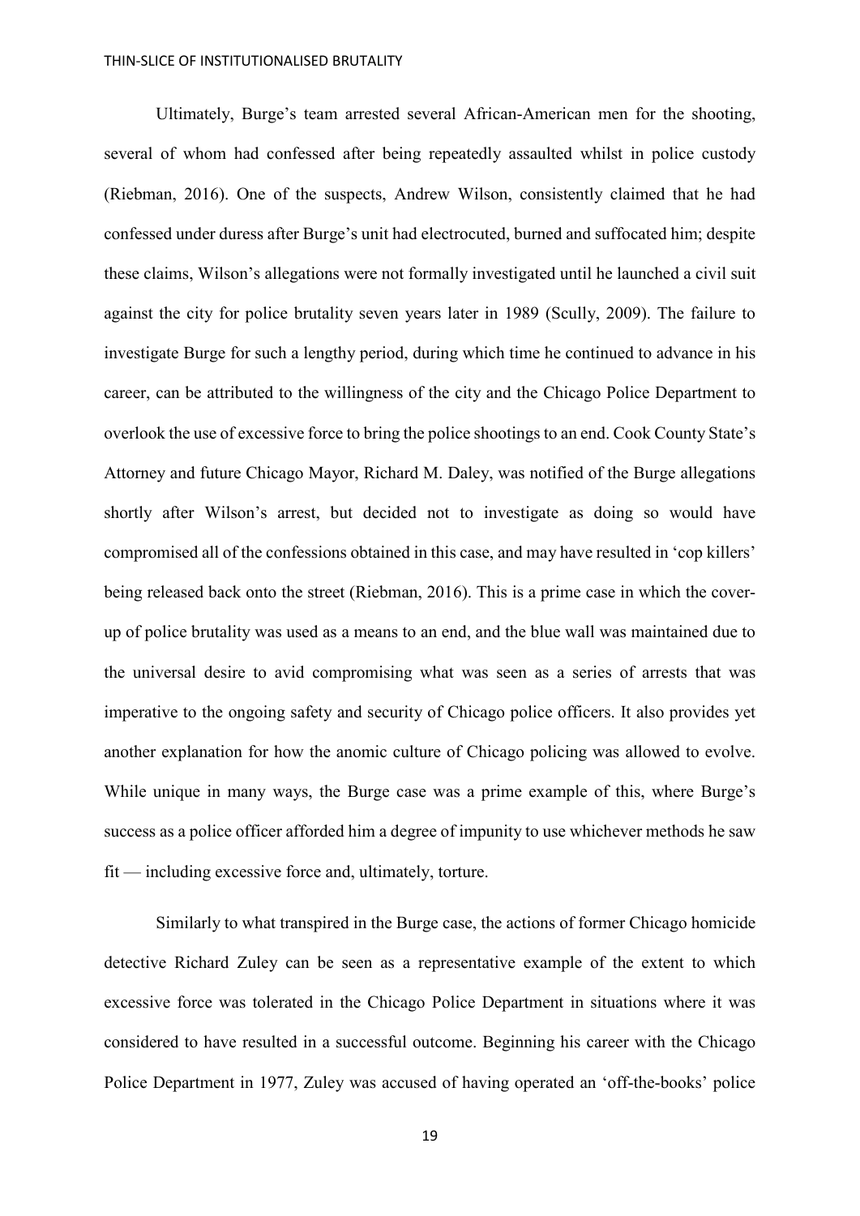Ultimately, Burge's team arrested several African-American men for the shooting, several of whom had confessed after being repeatedly assaulted whilst in police custody (Riebman, 2016). One of the suspects, Andrew Wilson, consistently claimed that he had confessed under duress after Burge's unit had electrocuted, burned and suffocated him; despite these claims, Wilson's allegations were not formally investigated until he launched a civil suit against the city for police brutality seven years later in 1989 (Scully, 2009). The failure to investigate Burge for such a lengthy period, during which time he continued to advance in his career, can be attributed to the willingness of the city and the Chicago Police Department to overlook the use of excessive force to bring the police shootings to an end. Cook County State's Attorney and future Chicago Mayor, Richard M. Daley, was notified of the Burge allegations shortly after Wilson's arrest, but decided not to investigate as doing so would have compromised all of the confessions obtained in this case, and may have resulted in 'cop killers' being released back onto the street (Riebman, 2016). This is a prime case in which the cover-up of police brutality was used as a means to an end, and the blue wall was maintained due to the universal desire to avid compromising what was seen as a series of arrests that was imperative to the ongoing safety and security of Chicago police officers. It also provides yet another explanation for how the anomic culture of Chicago policing was allowed to evolve. While unique in many ways, the Burge case was a prime example of this, where Burge's success as a police officer afforded him a degree of impunity to use whichever methods he saw fit — including excessive force and, ultimately, torture.

Similarly to what transpired in the Burge case, the actions of former Chicago homicide detective Richard Zuley can be seen as a representative example of the extent to which excessive force was tolerated in the Chicago Police Department in situations where it was considered to have resulted in a successful outcome. Beginning his career with the Chicago Police Department in 1977, Zuley was accused of having operated an 'off-the-books' police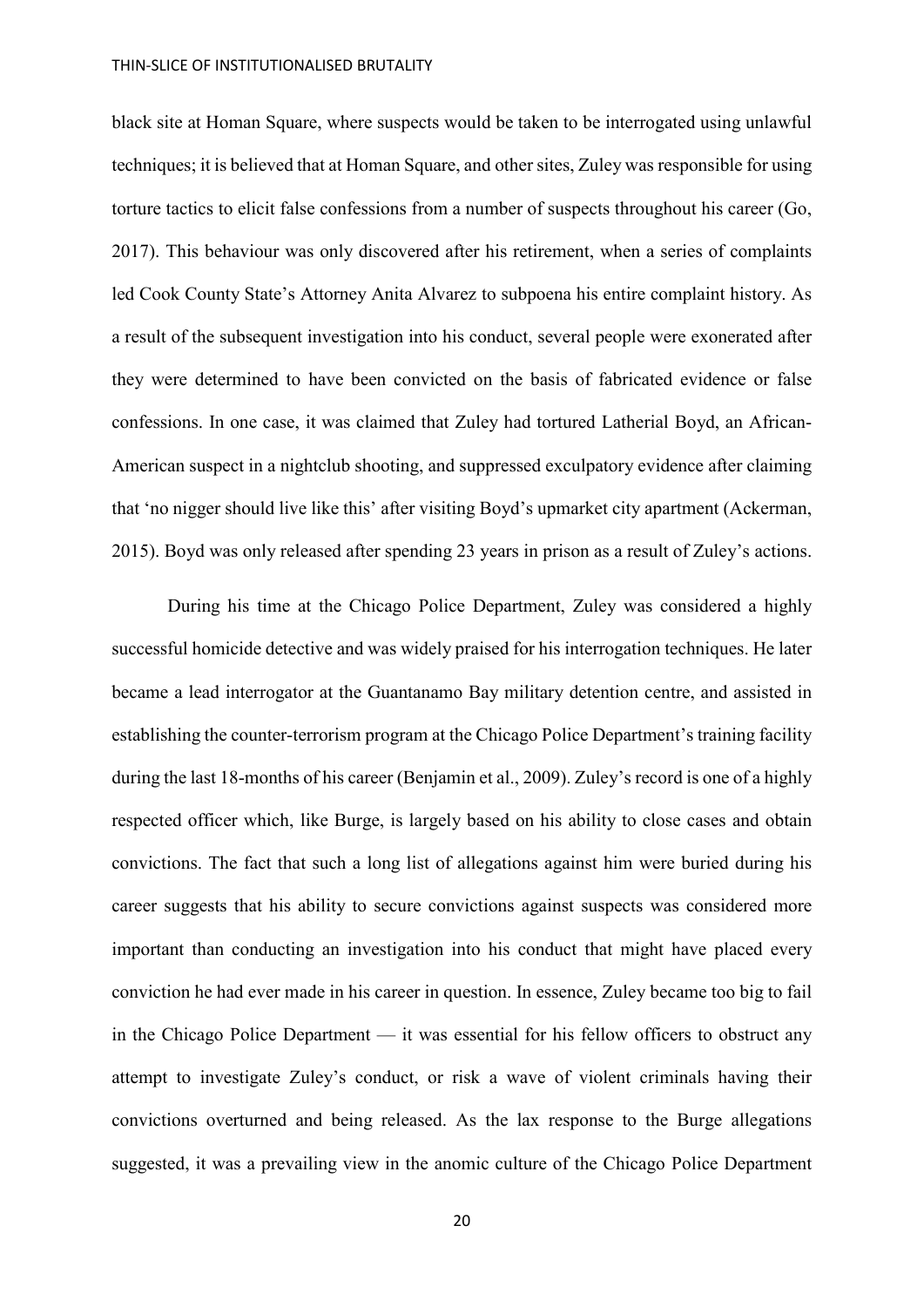black site at Homan Square, where suspects would be taken to be interrogated using unlawful techniques; it is believed that at Homan Square, and other sites, Zuley was responsible for using torture tactics to elicit false confessions from a number of suspects throughout his career (Go, 2017). This behaviour was only discovered after his retirement, when a series of complaints led Cook County State's Attorney Anita Alvarez to subpoena his entire complaint history. As a result of the subsequent investigation into his conduct, several people were exonerated after they were determined to have been convicted on the basis of fabricated evidence or false confessions. In one case, it was claimed that Zuley had tortured Latherial Boyd, an African-American suspect in a nightclub shooting, and suppressed exculpatory evidence after claiming that 'no nigger should live like this' after visiting Boyd's upmarket city apartment (Ackerman, 2015). Boyd was only released after spending 23 years in prison as a result of Zuley's actions.

During his time at the Chicago Police Department, Zuley was considered a highly successful homicide detective and was widely praised for his interrogation techniques. He later became a lead interrogator at the Guantanamo Bay military detention centre, and assisted in establishing the counter-terrorism program at the Chicago Police Department's training facility during the last 18-months of his career (Benjamin et al., 2009). Zuley's record is one of a highly respected officer which, like Burge, is largely based on his ability to close cases and obtain convictions. The fact that such a long list of allegations against him were buried during his career suggests that his ability to secure convictions against suspects was considered more important than conducting an investigation into his conduct that might have placed every conviction he had ever made in his career in question. In essence, Zuley became too big to fail in the Chicago Police Department — it was essential for his fellow officers to obstruct any attempt to investigate Zuley's conduct, or risk a wave of violent criminals having their convictions overturned and being released. As the lax response to the Burge allegations suggested, it was a prevailing view in the anomic culture of the Chicago Police Department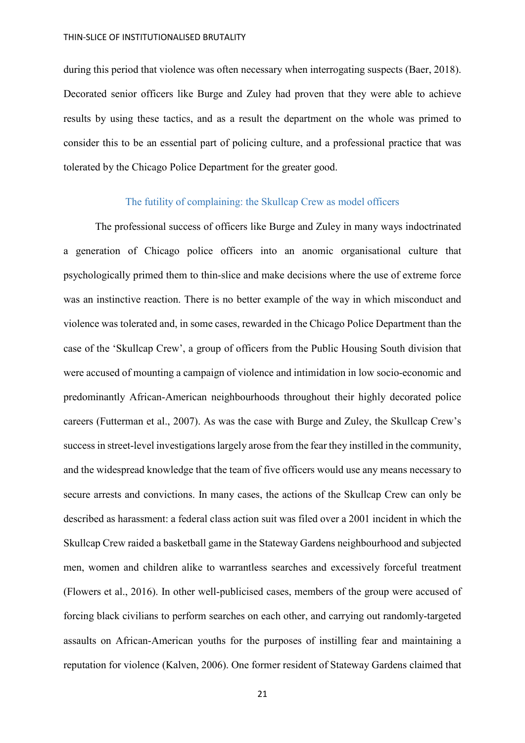during this period that violence was often necessary when interrogating suspects (Baer, 2018). Decorated senior officers like Burge and Zuley had proven that they were able to achieve results by using these tactics, and as a result the department on the whole was primed to consider this to be an essential part of policing culture, and a professional practice that was tolerated by the Chicago Police Department for the greater good.

## The futility of complaining: the Skullcap Crew as model officers

The professional success of officers like Burge and Zuley in many ways indoctrinated a generation of Chicago police officers into an anomic organisational culture that psychologically primed them to thin-slice and make decisions where the use of extreme force was an instinctive reaction. There is no better example of the way in which misconduct and violence was tolerated and, in some cases, rewarded in the Chicago Police Department than the case of the 'Skullcap Crew', a group of officers from the Public Housing South division that were accused of mounting a campaign of violence and intimidation in low socio-economic and predominantly African-American neighbourhoods throughout their highly decorated police careers (Futterman et al., 2007). As was the case with Burge and Zuley, the Skullcap Crew's success in street-level investigations largely arose from the fear they instilled in the community, and the widespread knowledge that the team of five officers would use any means necessary to secure arrests and convictions. In many cases, the actions of the Skullcap Crew can only be described as harassment: a federal class action suit was filed over a 2001 incident in which the Skullcap Crew raided a basketball game in the Stateway Gardens neighbourhood and subjected men, women and children alike to warrantless searches and excessively forceful treatment (Flowers et al., 2016). In other well-publicised cases, members of the group were accused of forcing black civilians to perform searches on each other, and carrying out randomly-targeted assaults on African-American youths for the purposes of instilling fear and maintaining a reputation for violence (Kalven, 2006). One former resident of Stateway Gardens claimed that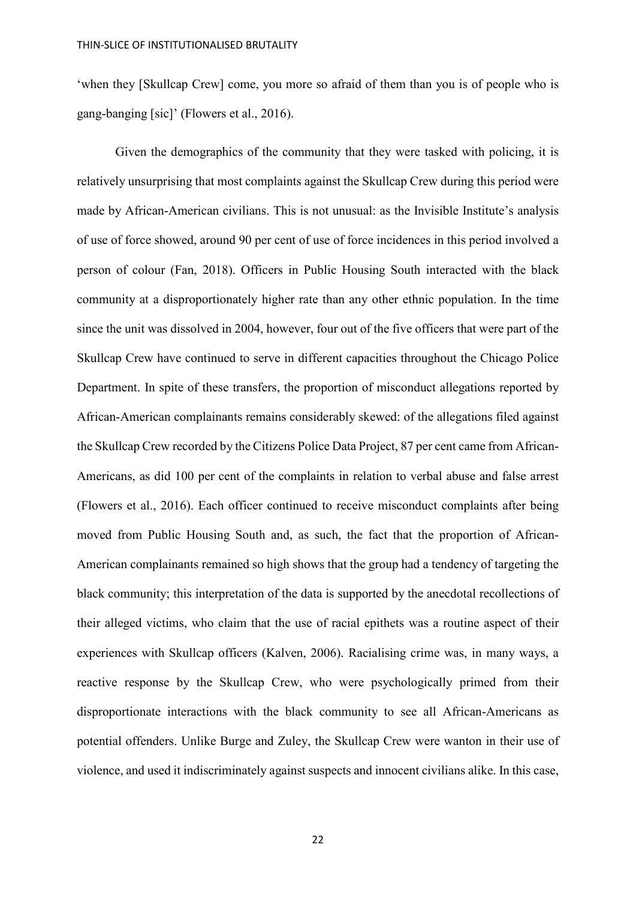'when they [Skullcap Crew] come, you more so afraid of them than you is of people who is gang-banging [sic]' (Flowers et al., 2016).

Given the demographics of the community that they were tasked with policing, it is relatively unsurprising that most complaints against the Skullcap Crew during this period were made by African-American civilians. This is not unusual: as the Invisible Institute's analysis of use of force showed, around 90 per cent of use of force incidences in this period involved a person of colour (Fan, 2018). Officers in Public Housing South interacted with the black community at a disproportionately higher rate than any other ethnic population. In the time since the unit was dissolved in 2004, however, four out of the five officers that were part of the Skullcap Crew have continued to serve in different capacities throughout the Chicago Police Department. In spite of these transfers, the proportion of misconduct allegations reported by African-American complainants remains considerably skewed: of the allegations filed against the Skullcap Crew recorded by the Citizens Police Data Project, 87 per cent came from African-Americans, as did 100 per cent of the complaints in relation to verbal abuse and false arrest (Flowers et al., 2016). Each officer continued to receive misconduct complaints after being moved from Public Housing South and, as such, the fact that the proportion of African-American complainants remained so high shows that the group had a tendency of targeting the black community; this interpretation of the data is supported by the anecdotal recollections of their alleged victims, who claim that the use of racial epithets was a routine aspect of their experiences with Skullcap officers (Kalven, 2006). Racialising crime was, in many ways, a reactive response by the Skullcap Crew, who were psychologically primed from their disproportionate interactions with the black community to see all African-Americans as potential offenders. Unlike Burge and Zuley, the Skullcap Crew were wanton in their use of violence, and used it indiscriminately against suspects and innocent civilians alike. In this case,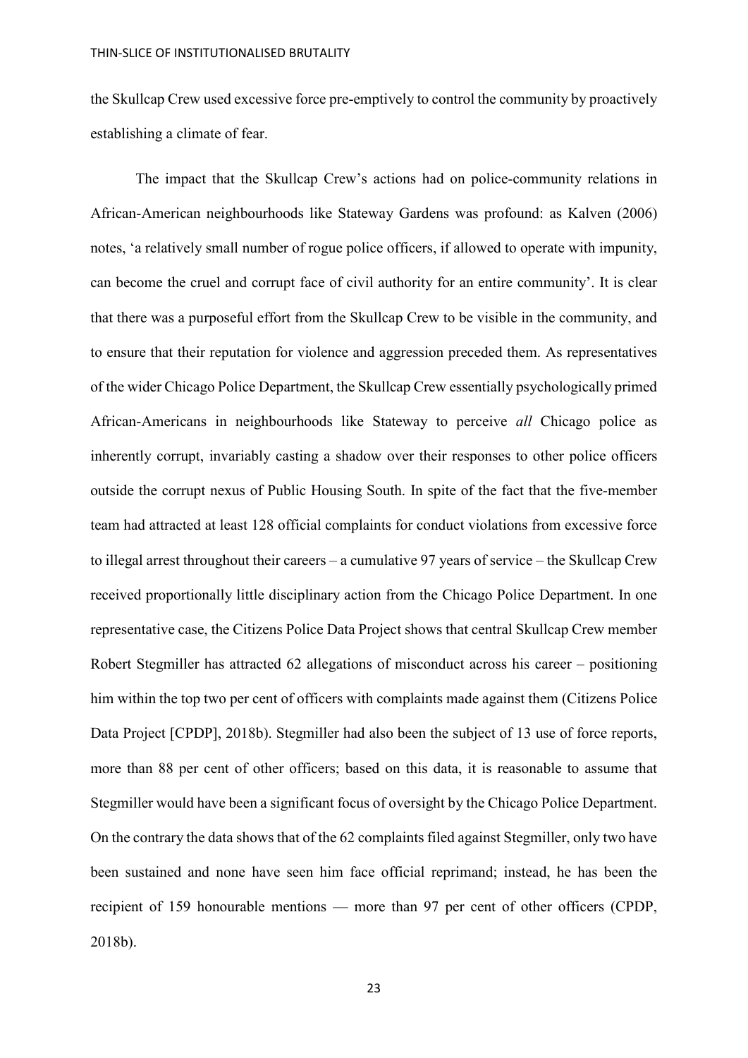the Skullcap Crew used excessive force pre-emptively to control the community by proactively establishing a climate of fear.

The impact that the Skullcap Crew's actions had on police-community relations in African-American neighbourhoods like Stateway Gardens was profound: as Kalven (2006) notes, 'a relatively small number of rogue police officers, if allowed to operate with impunity, can become the cruel and corrupt face of civil authority for an entire community'. It is clear that there was a purposeful effort from the Skullcap Crew to be visible in the community, and to ensure that their reputation for violence and aggression preceded them. As representatives of the wider Chicago Police Department, the Skullcap Crew essentially psychologically primed African-Americans in neighbourhoods like Stateway to perceive *all* Chicago police as inherently corrupt, invariably casting a shadow over their responses to other police officers outside the corrupt nexus of Public Housing South. In spite of the fact that the five-member team had attracted at least 128 official complaints for conduct violations from excessive force to illegal arrest throughout their careers – a cumulative 97 years of service – the Skullcap Crew received proportionally little disciplinary action from the Chicago Police Department. In one representative case, the Citizens Police Data Project shows that central Skullcap Crew member Robert Stegmiller has attracted 62 allegations of misconduct across his career – positioning him within the top two per cent of officers with complaints made against them (Citizens Police Data Project [CPDP], 2018b). Stegmiller had also been the subject of 13 use of force reports, more than 88 per cent of other officers; based on this data, it is reasonable to assume that Stegmiller would have been a significant focus of oversight by the Chicago Police Department. On the contrary the data shows that of the 62 complaints filed against Stegmiller, only two have been sustained and none have seen him face official reprimand; instead, he has been the recipient of 159 honourable mentions — more than 97 per cent of other officers (CPDP, 2018b).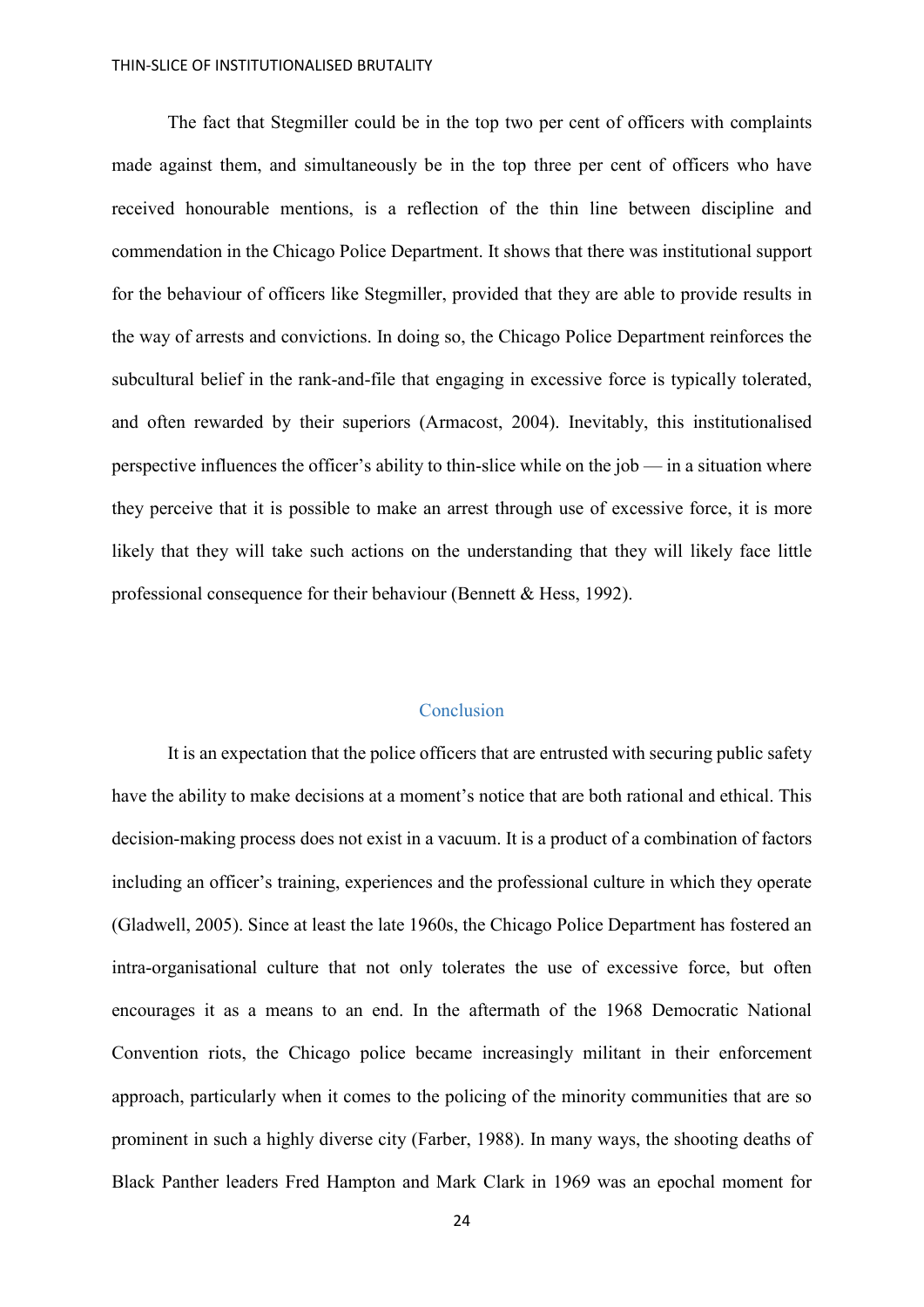The fact that Stegmiller could be in the top two per cent of officers with complaints made against them, and simultaneously be in the top three per cent of officers who have received honourable mentions, is a reflection of the thin line between discipline and commendation in the Chicago Police Department. It shows that there was institutional support for the behaviour of officers like Stegmiller, provided that they are able to provide results in the way of arrests and convictions. In doing so, the Chicago Police Department reinforces the subcultural belief in the rank-and-file that engaging in excessive force is typically tolerated, and often rewarded by their superiors (Armacost, 2004). Inevitably, this institutionalised perspective influences the officer's ability to thin-slice while on the job — in a situation where they perceive that it is possible to make an arrest through use of excessive force, it is more likely that they will take such actions on the understanding that they will likely face little professional consequence for their behaviour (Bennett & Hess, 1992).

## Conclusion

It is an expectation that the police officers that are entrusted with securing public safety have the ability to make decisions at a moment's notice that are both rational and ethical. This decision-making process does not exist in a vacuum. It is a product of a combination of factors including an officer's training, experiences and the professional culture in which they operate (Gladwell, 2005). Since at least the late 1960s, the Chicago Police Department has fostered an intra-organisational culture that not only tolerates the use of excessive force, but often encourages it as a means to an end. In the aftermath of the 1968 Democratic National Convention riots, the Chicago police became increasingly militant in their enforcement approach, particularly when it comes to the policing of the minority communities that are so prominent in such a highly diverse city (Farber, 1988). In many ways, the shooting deaths of Black Panther leaders Fred Hampton and Mark Clark in 1969 was an epochal moment for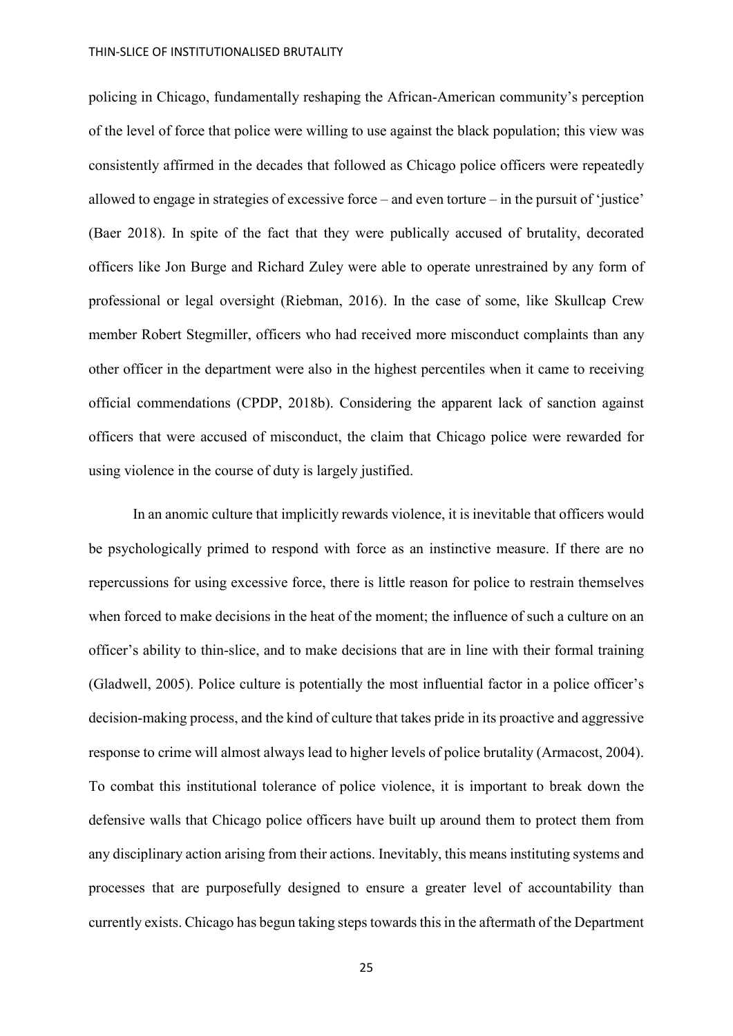policing in Chicago, fundamentally reshaping the African-American community's perception of the level of force that police were willing to use against the black population; this view was consistently affirmed in the decades that followed as Chicago police officers were repeatedly allowed to engage in strategies of excessive force – and even torture – in the pursuit of 'justice' (Baer 2018). In spite of the fact that they were publically accused of brutality, decorated officers like Jon Burge and Richard Zuley were able to operate unrestrained by any form of professional or legal oversight (Riebman, 2016). In the case of some, like Skullcap Crew member Robert Stegmiller, officers who had received more misconduct complaints than any other officer in the department were also in the highest percentiles when it came to receiving official commendations (CPDP, 2018b). Considering the apparent lack of sanction against officers that were accused of misconduct, the claim that Chicago police were rewarded for using violence in the course of duty is largely justified.

In an anomic culture that implicitly rewards violence, it is inevitable that officers would be psychologically primed to respond with force as an instinctive measure. If there are no repercussions for using excessive force, there is little reason for police to restrain themselves when forced to make decisions in the heat of the moment; the influence of such a culture on an officer's ability to thin-slice, and to make decisions that are in line with their formal training (Gladwell, 2005). Police culture is potentially the most influential factor in a police officer's decision-making process, and the kind of culture that takes pride in its proactive and aggressive response to crime will almost always lead to higher levels of police brutality (Armacost, 2004). To combat this institutional tolerance of police violence, it is important to break down the defensive walls that Chicago police officers have built up around them to protect them from any disciplinary action arising from their actions. Inevitably, this means instituting systems and processes that are purposefully designed to ensure a greater level of accountability than currently exists. Chicago has begun taking steps towards this in the aftermath of the Department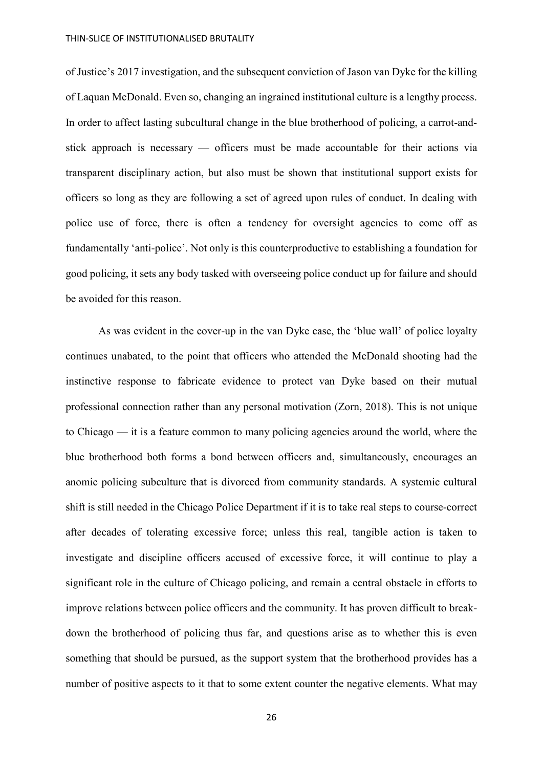of Justice's 2017 investigation, and the subsequent conviction of Jason van Dyke for the killing of Laquan McDonald. Even so, changing an ingrained institutional culture is a lengthy process. In order to affect lasting subcultural change in the blue brotherhood of policing, a carrot-and-stick approach is necessary — officers must be made accountable for their actions via transparent disciplinary action, but also must be shown that institutional support exists for officers so long as they are following a set of agreed upon rules of conduct. In dealing with police use of force, there is often a tendency for oversight agencies to come off as fundamentally 'anti-police'. Not only is this counterproductive to establishing a foundation for good policing, it sets any body tasked with overseeing police conduct up for failure and should be avoided for this reason.

As was evident in the cover-up in the van Dyke case, the 'blue wall' of police loyalty continues unabated, to the point that officers who attended the McDonald shooting had the instinctive response to fabricate evidence to protect van Dyke based on their mutual professional connection rather than any personal motivation (Zorn, 2018). This is not unique to Chicago — it is a feature common to many policing agencies around the world, where the blue brotherhood both forms a bond between officers and, simultaneously, encourages an anomic policing subculture that is divorced from community standards. A systemic cultural shift is still needed in the Chicago Police Department if it is to take real steps to course-correct after decades of tolerating excessive force; unless this real, tangible action is taken to investigate and discipline officers accused of excessive force, it will continue to play a significant role in the culture of Chicago policing, and remain a central obstacle in efforts to improve relations between police officers and the community. It has proven difficult to break-down the brotherhood of policing thus far, and questions arise as to whether this is even something that should be pursued, as the support system that the brotherhood provides has a number of positive aspects to it that to some extent counter the negative elements. What may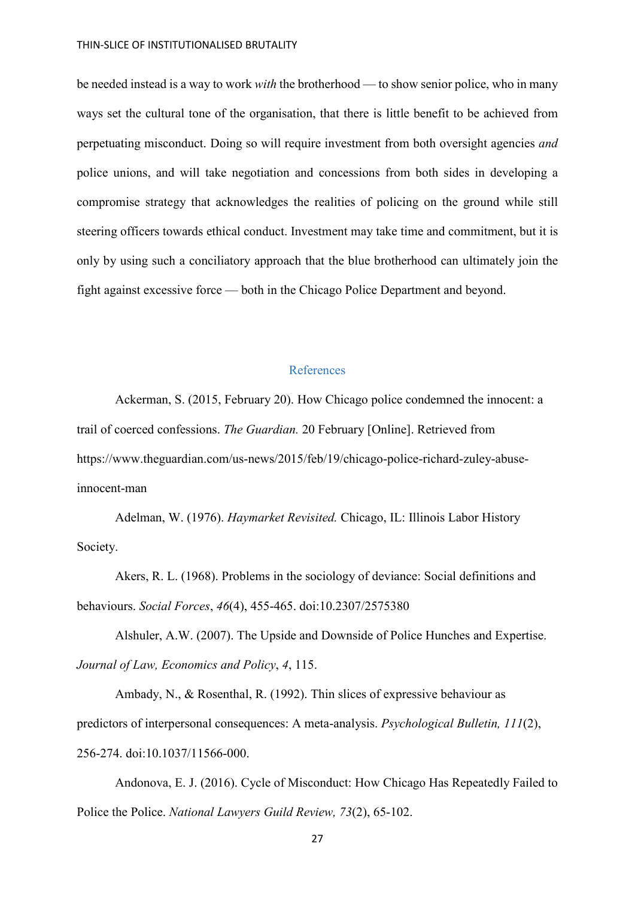be needed instead is a way to work *with* the brotherhood — to show senior police, who in many ways set the cultural tone of the organisation, that there is little benefit to be achieved from perpetuating misconduct. Doing so will require investment from both oversight agencies *and* police unions, and will take negotiation and concessions from both sides in developing a compromise strategy that acknowledges the realities of policing on the ground while still steering officers towards ethical conduct. Investment may take time and commitment, but it is only by using such a conciliatory approach that the blue brotherhood can ultimately join the fight against excessive force — both in the Chicago Police Department and beyond.

## References

Ackerman, S. (2015, February 20). How Chicago police condemned the innocent: a trail of coerced confessions. *The Guardian.* 20 February [Online]. Retrieved from https://www.theguardian.com/us-news/2015/feb/19/chicago-police-richard-zuley-abuse-innocent-man

Adelman, W. (1976). *Haymarket Revisited.* Chicago, IL: Illinois Labor History Society.

Akers, R. L. (1968). Problems in the sociology of deviance: Social definitions and behaviours. *Social Forces*, *46*(4), 455-465. doi:10.2307/2575380

Alshuler, A.W. (2007). The Upside and Downside of Police Hunches and Expertise. *Journal of Law, Economics and Policy*, *4*, 115.

Ambady, N., & Rosenthal, R. (1992). Thin slices of expressive behaviour as predictors of interpersonal consequences: A meta-analysis. *Psychological Bulletin, 111*(2), 256-274. doi:10.1037/11566-000.

Andonova, E. J. (2016). Cycle of Misconduct: How Chicago Has Repeatedly Failed to Police the Police. *National Lawyers Guild Review, 73*(2), 65-102.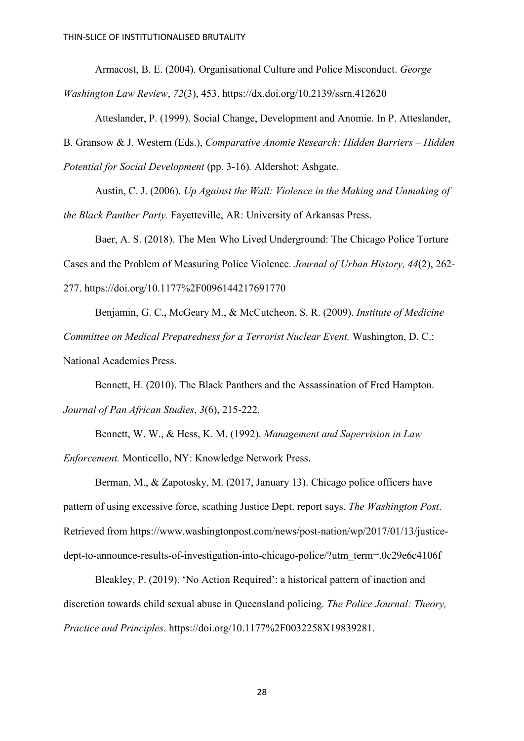Armacost, B. E. (2004). Organisational Culture and Police Misconduct. *George Washington Law Review*, *72*(3), 453. https://dx.doi.org/10.2139/ssrn.412620

Atteslander, P. (1999). Social Change, Development and Anomie. In P. Atteslander, B. Gransow & J. Western (Eds.), *Comparative Anomie Research: Hidden Barriers – Hidden Potential for Social Development* (pp. 3-16)*.* Aldershot: Ashgate.

Austin, C. J. (2006). *Up Against the Wall: Violence in the Making and Unmaking of the Black Panther Party.* Fayetteville, AR: University of Arkansas Press.

Baer, A. S. (2018). The Men Who Lived Underground: The Chicago Police Torture Cases and the Problem of Measuring Police Violence. *Journal of Urban History, 44*(2), 262-277. https://doi.org/10.1177%2F0096144217691770

Benjamin, G. C., McGeary M., & McCutcheon, S. R. (2009). *Institute of Medicine Committee on Medical Preparedness for a Terrorist Nuclear Event.* Washington, D. C.: National Academies Press.

Bennett, H. (2010). The Black Panthers and the Assassination of Fred Hampton. *Journal of Pan African Studies*, *3*(6), 215-222.

Bennett, W. W., & Hess, K. M. (1992). *Management and Supervision in Law Enforcement.* Monticello, NY: Knowledge Network Press.

Berman, M., & Zapotosky, M. (2017, January 13). Chicago police officers have pattern of using excessive force, scathing Justice Dept. report says. *The Washington Post*. Retrieved from https://www.washingtonpost.com/news/post-nation/wp/2017/01/13/justice-dept-to-announce-results-of-investigation-into-chicago-police/?utm_term=.0c29e6c4106f

Bleakley, P. (2019). 'No Action Required': a historical pattern of inaction and discretion towards child sexual abuse in Queensland policing. *The Police Journal: Theory, Practice and Principles.* https://doi.org/10.1177%2F0032258X19839281.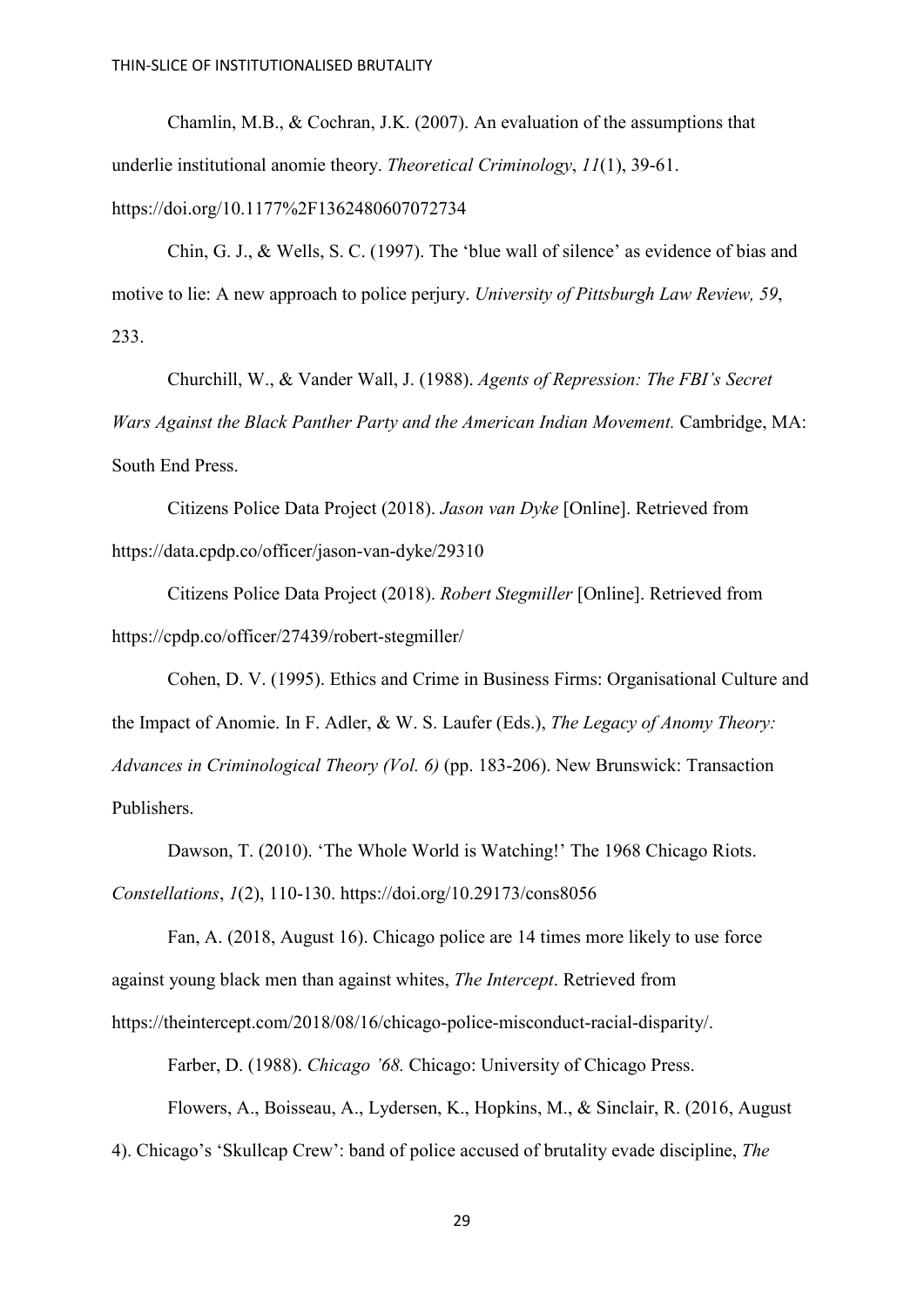Chamlin, M.B., & Cochran, J.K. (2007). An evaluation of the assumptions that underlie institutional anomie theory. *Theoretical Criminology*, *11*(1), 39-61. https://doi.org/10.1177%2F1362480607072734

Chin, G. J., & Wells, S. C. (1997). The 'blue wall of silence' as evidence of bias and motive to lie: A new approach to police perjury. *University of Pittsburgh Law Review, 59*, 233.

Churchill, W., & Vander Wall, J. (1988). *Agents of Repression: The FBI's Secret Wars Against the Black Panther Party and the American Indian Movement.* Cambridge, MA: South End Press.

Citizens Police Data Project (2018). *Jason van Dyke* [Online]. Retrieved from https://data.cpdp.co/officer/jason-van-dyke/29310

Citizens Police Data Project (2018). *Robert Stegmiller* [Online]. Retrieved from https://cpdp.co/officer/27439/robert-stegmiller/

Cohen, D. V. (1995). Ethics and Crime in Business Firms: Organisational Culture and the Impact of Anomie. In F. Adler, & W. S. Laufer (Eds.), *The Legacy of Anomy Theory: Advances in Criminological Theory (Vol. 6)* (pp. 183-206). New Brunswick: Transaction Publishers.

Dawson, T. (2010). 'The Whole World is Watching!' The 1968 Chicago Riots. *Constellations*, *1*(2), 110-130. https://doi.org/10.29173/cons8056

Fan, A. (2018, August 16). Chicago police are 14 times more likely to use force against young black men than against whites, *The Intercept*. Retrieved from https://theintercept.com/2018/08/16/chicago-police-misconduct-racial-disparity/.

Farber, D. (1988). *Chicago '68.* Chicago: University of Chicago Press.

Flowers, A., Boisseau, A., Lydersen, K., Hopkins, M., & Sinclair, R. (2016, August 4). Chicago's 'Skullcap Crew': band of police accused of brutality evade discipline, *The*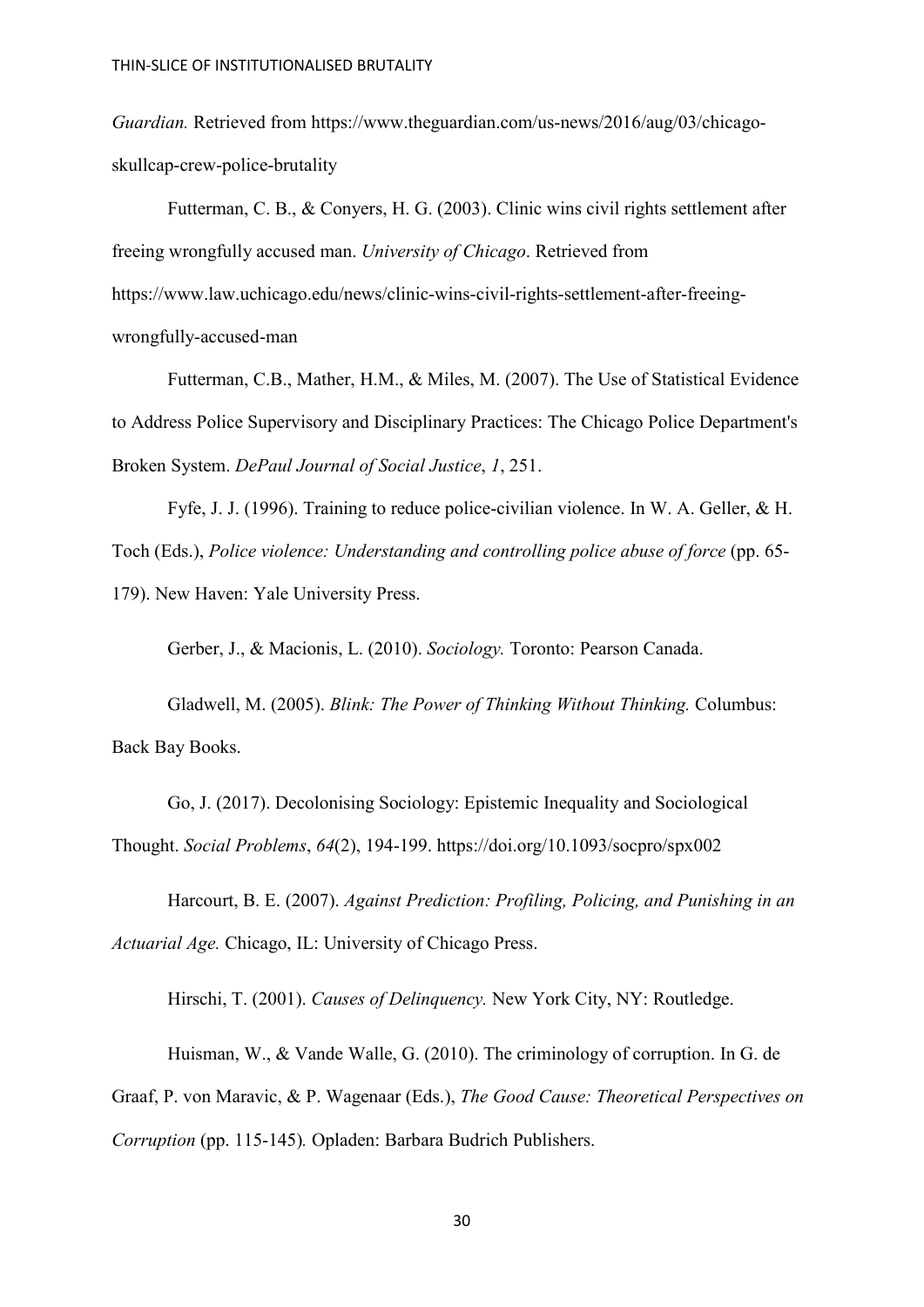*Guardian.* Retrieved from https://www.theguardian.com/us-news/2016/aug/03/chicago-skullcap-crew-police-brutality

Futterman, C. B., & Conyers, H. G. (2003). Clinic wins civil rights settlement after freeing wrongfully accused man. *University of Chicago*. Retrieved from https://www.law.uchicago.edu/news/clinic-wins-civil-rights-settlement-after-freeing-wrongfully-accused-man

Futterman, C.B., Mather, H.M., & Miles, M. (2007). The Use of Statistical Evidence to Address Police Supervisory and Disciplinary Practices: The Chicago Police Department's Broken System. *DePaul Journal of Social Justice*, *1*, 251.

Fyfe, J. J. (1996). Training to reduce police-civilian violence. In W. A. Geller, & H. Toch (Eds.), *Police violence: Understanding and controlling police abuse of force* (pp. 65-179). New Haven: Yale University Press.

Gerber, J., & Macionis, L. (2010). *Sociology.* Toronto: Pearson Canada.

Gladwell, M. (2005). *Blink: The Power of Thinking Without Thinking.* Columbus: Back Bay Books.

Go, J. (2017). Decolonising Sociology: Epistemic Inequality and Sociological Thought. *Social Problems*, *64*(2), 194-199. https://doi.org/10.1093/socpro/spx002

Harcourt, B. E. (2007). *Against Prediction: Profiling, Policing, and Punishing in an Actuarial Age.* Chicago, IL: University of Chicago Press.

Hirschi, T. (2001). *Causes of Delinquency.* New York City, NY: Routledge.

Huisman, W., & Vande Walle, G. (2010). The criminology of corruption. In G. de Graaf, P. von Maravic, & P. Wagenaar (Eds.), *The Good Cause: Theoretical Perspectives on Corruption* (pp. 115-145)*.* Opladen: Barbara Budrich Publishers.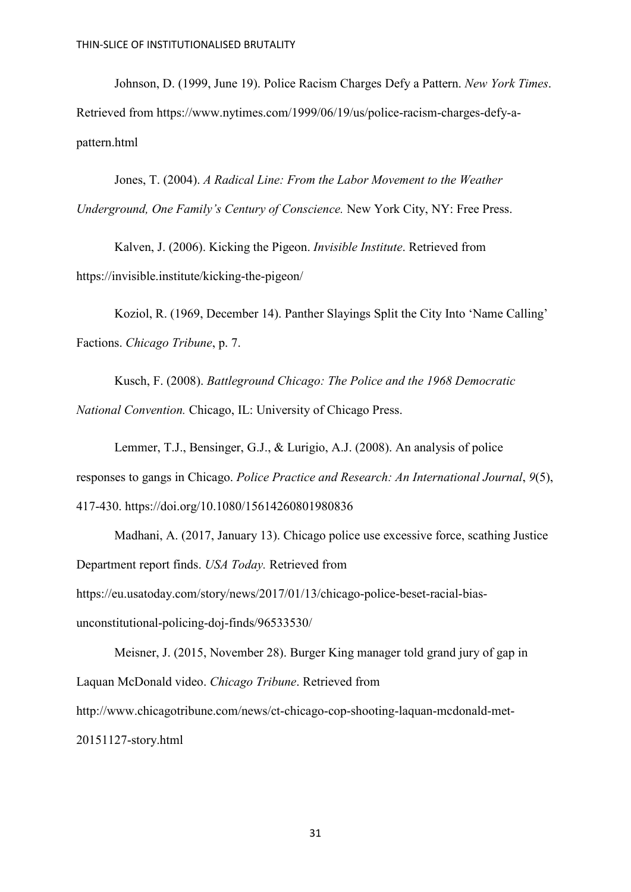Johnson, D. (1999, June 19). Police Racism Charges Defy a Pattern. *New York Times*. Retrieved from https://www.nytimes.com/1999/06/19/us/police-racism-charges-defy-a-pattern.html

Jones, T. (2004). *A Radical Line: From the Labor Movement to the Weather Underground, One Family's Century of Conscience.* New York City, NY: Free Press.

Kalven, J. (2006). Kicking the Pigeon. *Invisible Institute*. Retrieved from https://invisible.institute/kicking-the-pigeon/

Koziol, R. (1969, December 14). Panther Slayings Split the City Into 'Name Calling' Factions. *Chicago Tribune*, p. 7.

Kusch, F. (2008). *Battleground Chicago: The Police and the 1968 Democratic National Convention.* Chicago, IL: University of Chicago Press.

Lemmer, T.J., Bensinger, G.J., & Lurigio, A.J. (2008). An analysis of police responses to gangs in Chicago. *Police Practice and Research: An International Journal*, *9*(5), 417-430. https://doi.org/10.1080/15614260801980836

Madhani, A. (2017, January 13). Chicago police use excessive force, scathing Justice Department report finds. *USA Today.* Retrieved from https://eu.usatoday.com/story/news/2017/01/13/chicago-police-beset-racial-bias-unconstitutional-policing-doj-finds/96533530/

Meisner, J. (2015, November 28). Burger King manager told grand jury of gap in Laquan McDonald video. *Chicago Tribune*. Retrieved from http://www.chicagotribune.com/news/ct-chicago-cop-shooting-laquan-mcdonald-met-20151127-story.html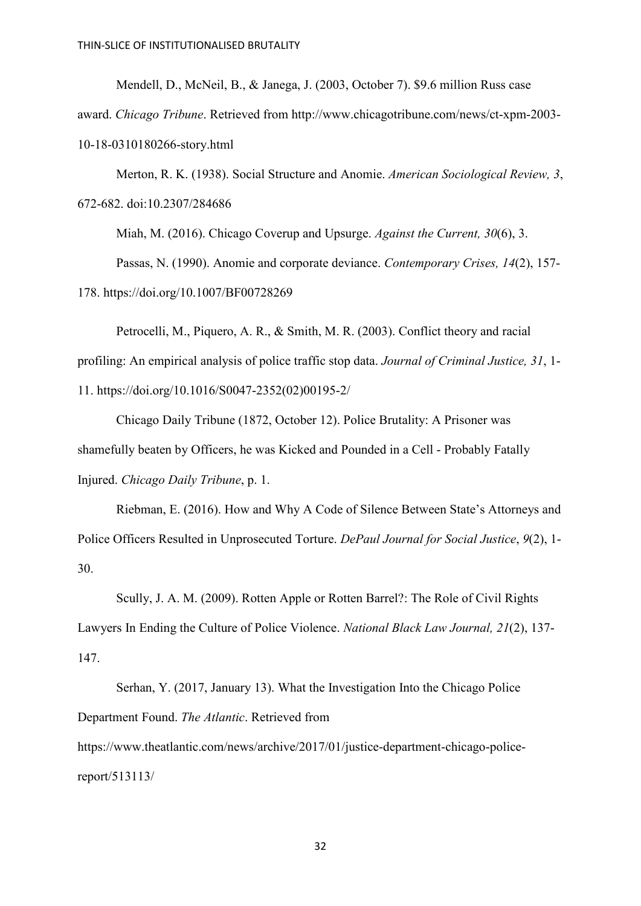Mendell, D., McNeil, B., & Janega, J. (2003, October 7). $9.6 million Russ case award. *Chicago Tribune*. Retrieved from http://www.chicagotribune.com/news/ct-xpm-2003-10-18-0310180266-story.html

Merton, R. K. (1938). Social Structure and Anomie. *American Sociological Review, 3*, 672-682. doi:10.2307/284686

Miah, M. (2016). Chicago Coverup and Upsurge. *Against the Current, 30*(6), 3.

Passas, N. (1990). Anomie and corporate deviance. *Contemporary Crises, 14*(2), 157-178. https://doi.org/10.1007/BF00728269

Petrocelli, M., Piquero, A. R., & Smith, M. R. (2003). Conflict theory and racial profiling: An empirical analysis of police traffic stop data. *Journal of Criminal Justice, 31*, 1-11. https://doi.org/10.1016/S0047-2352(02)00195-2/

Chicago Daily Tribune (1872, October 12). Police Brutality: A Prisoner was shamefully beaten by Officers, he was Kicked and Pounded in a Cell - Probably Fatally Injured. *Chicago Daily Tribune*, p. 1.

Riebman, E. (2016). How and Why A Code of Silence Between State's Attorneys and Police Officers Resulted in Unprosecuted Torture. *DePaul Journal for Social Justice*, *9*(2), 1-30.

Scully, J. A. M. (2009). Rotten Apple or Rotten Barrel?: The Role of Civil Rights Lawyers In Ending the Culture of Police Violence. *National Black Law Journal, 21*(2), 137-147.

Serhan, Y. (2017, January 13). What the Investigation Into the Chicago Police Department Found. *The Atlantic*. Retrieved from https://www.theatlantic.com/news/archive/2017/01/justice-department-chicago-police-report/513113/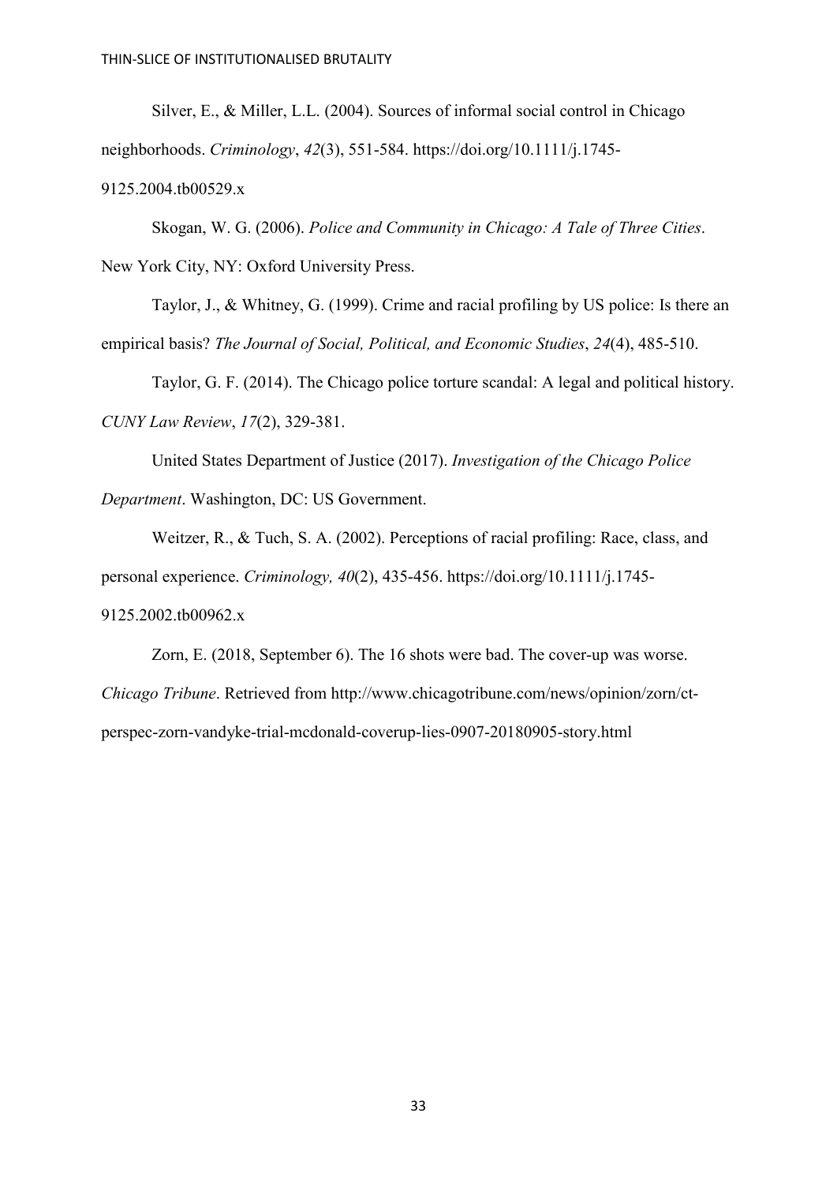Silver, E., & Miller, L.L. (2004). Sources of informal social control in Chicago neighborhoods. *Criminology*, *42*(3), 551-584. https://doi.org/10.1111/j.1745-9125.2004.tb00529.x

Skogan, W. G. (2006). *Police and Community in Chicago: A Tale of Three Cities*. New York City, NY: Oxford University Press.

Taylor, J., & Whitney, G. (1999). Crime and racial profiling by US police: Is there an empirical basis? *The Journal of Social, Political, and Economic Studies*, *24*(4), 485-510.

Taylor, G. F. (2014). The Chicago police torture scandal: A legal and political history. *CUNY Law Review*, *17*(2), 329-381.

United States Department of Justice (2017). *Investigation of the Chicago Police Department*. Washington, DC: US Government.

Weitzer, R., & Tuch, S. A. (2002). Perceptions of racial profiling: Race, class, and personal experience. *Criminology, 40*(2), 435-456. https://doi.org/10.1111/j.1745-9125.2002.tb00962.x

Zorn, E. (2018, September 6). The 16 shots were bad. The cover-up was worse. *Chicago Tribune*. Retrieved from http://www.chicagotribune.com/news/opinion/zorn/ct-perspec-zorn-vandyke-trial-mcdonald-coverup-lies-0907-20180905-story.html